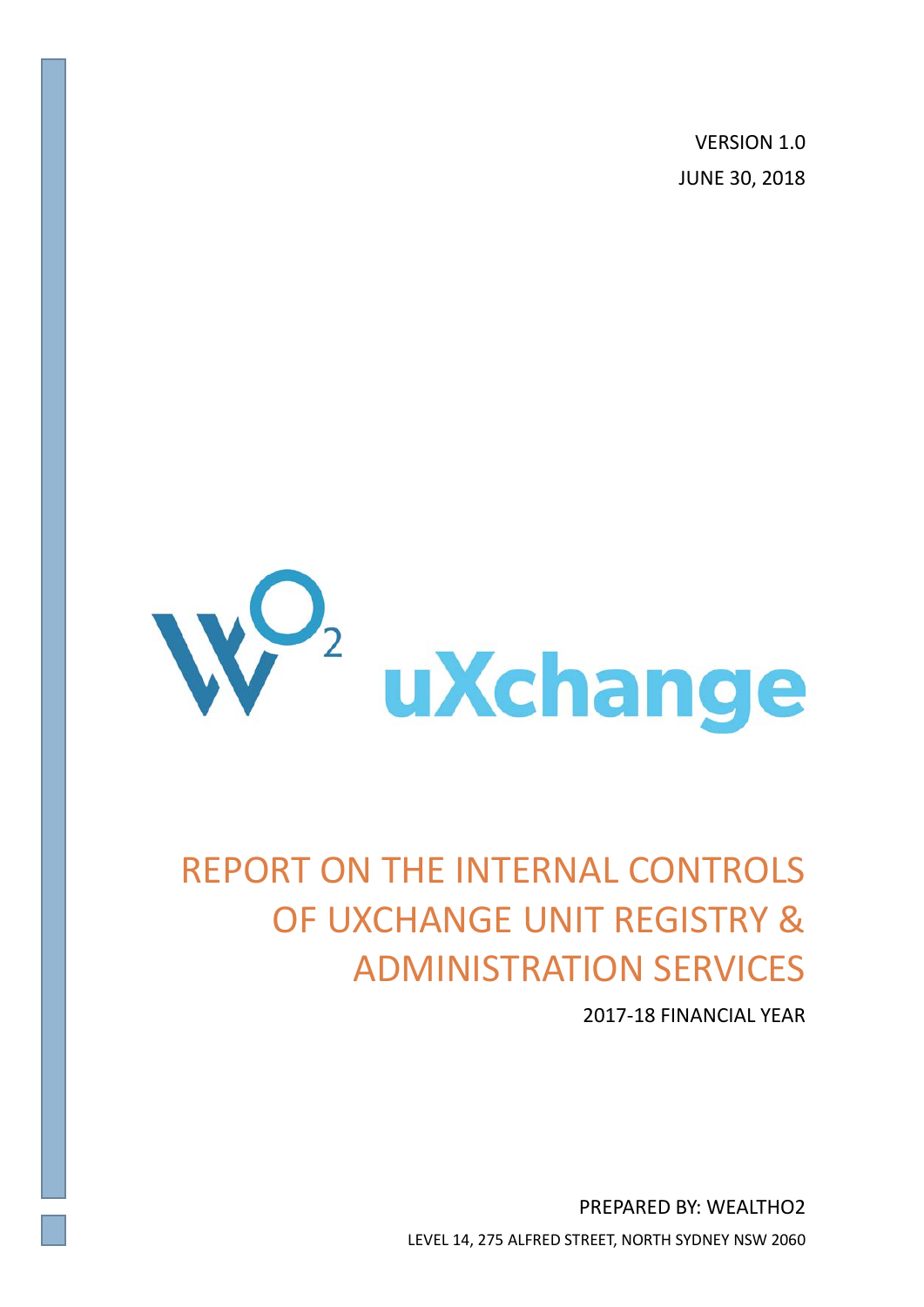VERSION 1.0

JUNE 30, 2018

uXchange

# REPORT ON THE INTERNAL CONTROLS OF UXCHANGE UNIT REGISTRY & ADMINISTRATION SERVICES

2017-18 FINANCIAL YEAR

PREPARED BY: WEALTHO2

LEVEL 14, 275 ALFRED STREET, NORTH SYDNEY NSW 2060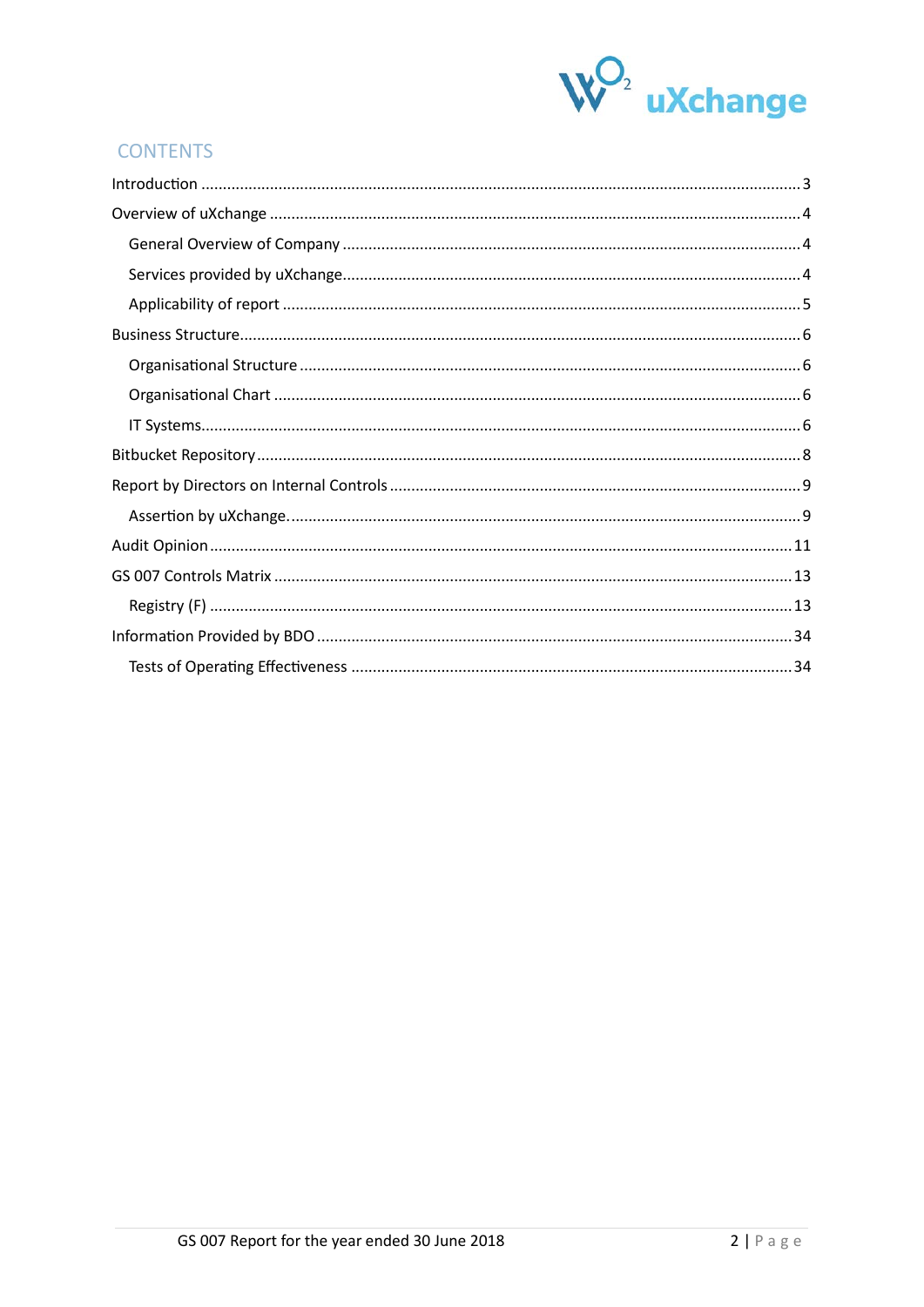## CONTENTS

Introduction ........................................................................................................................................ 3

Overview of uXchange ......................................................................................................................... 4

  General Overview of Company ........................................................................................................ 4

  Services provided by uXchange........................................................................................................ 4

  Applicability of report ...................................................................................................................... 5

Business Structure................................................................................................................................ 6

  Organisational Structure .................................................................................................................. 6

  Organisational Chart ........................................................................................................................ 6

  IT Systems........................................................................................................................................ 6

Bitbucket Repository ............................................................................................................................ 8

Report by Directors on Internal Controls .............................................................................................. 9

  Assertion by uXchange...................................................................................................................... 9

Audit Opinion ..................................................................................................................................... 11

GS 007 Controls Matrix ...................................................................................................................... 13

  Registry (F) ..................................................................................................................................... 13

Information Provided by BDO ............................................................................................................ 34

  Tests of Operating Effectiveness ..................................................................................................... 34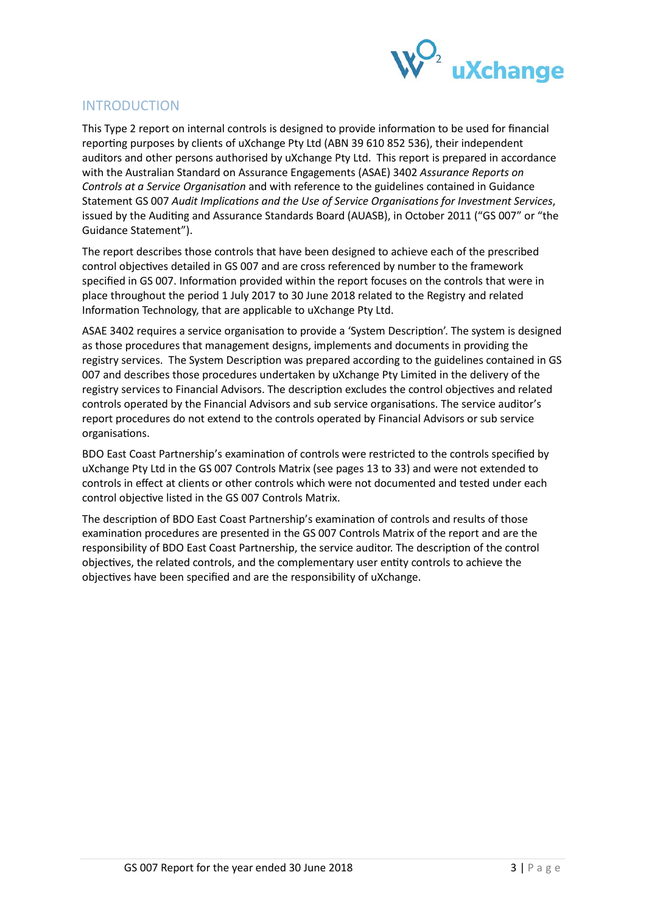## INTRODUCTION

This Type 2 report on internal controls is designed to provide information to be used for financial reporting purposes by clients of uXchange Pty Ltd (ABN 39 610 852 536), their independent auditors and other persons authorised by uXchange Pty Ltd. This report is prepared in accordance with the Australian Standard on Assurance Engagements (ASAE) 3402 *Assurance Reports on Controls at a Service Organisation* and with reference to the guidelines contained in Guidance Statement GS 007 *Audit Implications and the Use of Service Organisations for Investment Services*, issued by the Auditing and Assurance Standards Board (AUASB), in October 2011 ("GS 007" or "the Guidance Statement").

The report describes those controls that have been designed to achieve each of the prescribed control objectives detailed in GS 007 and are cross referenced by number to the framework specified in GS 007. Information provided within the report focuses on the controls that were in place throughout the period 1 July 2017 to 30 June 2018 related to the Registry and related Information Technology, that are applicable to uXchange Pty Ltd.

ASAE 3402 requires a service organisation to provide a 'System Description'. The system is designed as those procedures that management designs, implements and documents in providing the registry services. The System Description was prepared according to the guidelines contained in GS 007 and describes those procedures undertaken by uXchange Pty Limited in the delivery of the registry services to Financial Advisors. The description excludes the control objectives and related controls operated by the Financial Advisors and sub service organisations. The service auditor's report procedures do not extend to the controls operated by Financial Advisors or sub service organisations.

BDO East Coast Partnership's examination of controls were restricted to the controls specified by uXchange Pty Ltd in the GS 007 Controls Matrix (see pages 13 to 33) and were not extended to controls in effect at clients or other controls which were not documented and tested under each control objective listed in the GS 007 Controls Matrix.

The description of BDO East Coast Partnership's examination of controls and results of those examination procedures are presented in the GS 007 Controls Matrix of the report and are the responsibility of BDO East Coast Partnership, the service auditor. The description of the control objectives, the related controls, and the complementary user entity controls to achieve the objectives have been specified and are the responsibility of uXchange.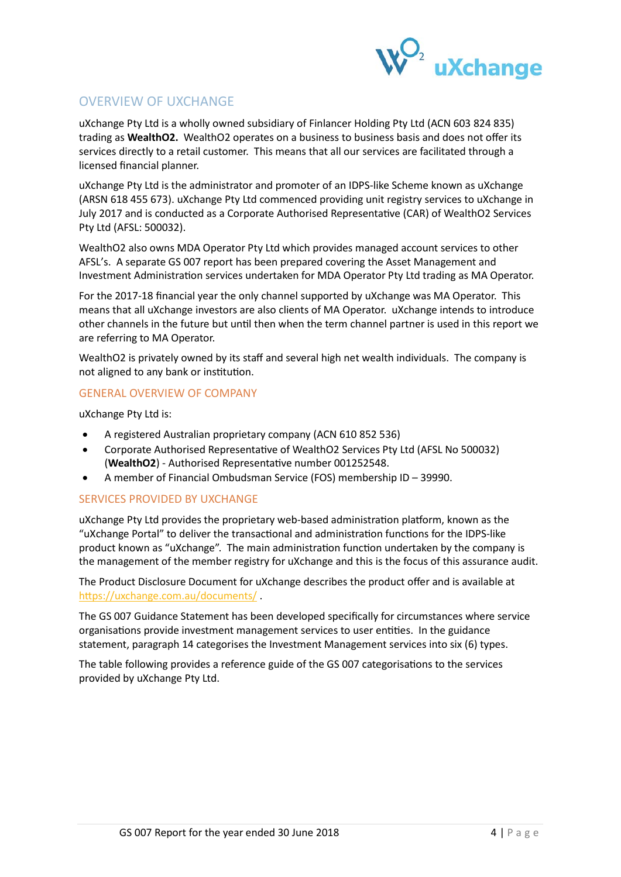## OVERVIEW OF UXCHANGE

uXchange Pty Ltd is a wholly owned subsidiary of Finlancer Holding Pty Ltd (ACN 603 824 835) trading as **WealthO2.** WealthO2 operates on a business to business basis and does not offer its services directly to a retail customer. This means that all our services are facilitated through a licensed financial planner.

uXchange Pty Ltd is the administrator and promoter of an IDPS-like Scheme known as uXchange (ARSN 618 455 673). uXchange Pty Ltd commenced providing unit registry services to uXchange in July 2017 and is conducted as a Corporate Authorised Representative (CAR) of WealthO2 Services Pty Ltd (AFSL: 500032).

WealthO2 also owns MDA Operator Pty Ltd which provides managed account services to other AFSL's. A separate GS 007 report has been prepared covering the Asset Management and Investment Administration services undertaken for MDA Operator Pty Ltd trading as MA Operator.

For the 2017-18 financial year the only channel supported by uXchange was MA Operator. This means that all uXchange investors are also clients of MA Operator. uXchange intends to introduce other channels in the future but until then when the term channel partner is used in this report we are referring to MA Operator.

WealthO2 is privately owned by its staff and several high net wealth individuals. The company is not aligned to any bank or institution.

### GENERAL OVERVIEW OF COMPANY

uXchange Pty Ltd is:

- A registered Australian proprietary company (ACN 610 852 536)
- Corporate Authorised Representative of WealthO2 Services Pty Ltd (AFSL No 500032) (**WealthO2**) - Authorised Representative number 001252548.
- A member of Financial Ombudsman Service (FOS) membership ID – 39990.

### SERVICES PROVIDED BY UXCHANGE

uXchange Pty Ltd provides the proprietary web-based administration platform, known as the "uXchange Portal" to deliver the transactional and administration functions for the IDPS-like product known as "uXchange". The main administration function undertaken by the company is the management of the member registry for uXchange and this is the focus of this assurance audit.

The Product Disclosure Document for uXchange describes the product offer and is available at https://uxchange.com.au/documents/ .

The GS 007 Guidance Statement has been developed specifically for circumstances where service organisations provide investment management services to user entities. In the guidance statement, paragraph 14 categorises the Investment Management services into six (6) types.

The table following provides a reference guide of the GS 007 categorisations to the services provided by uXchange Pty Ltd.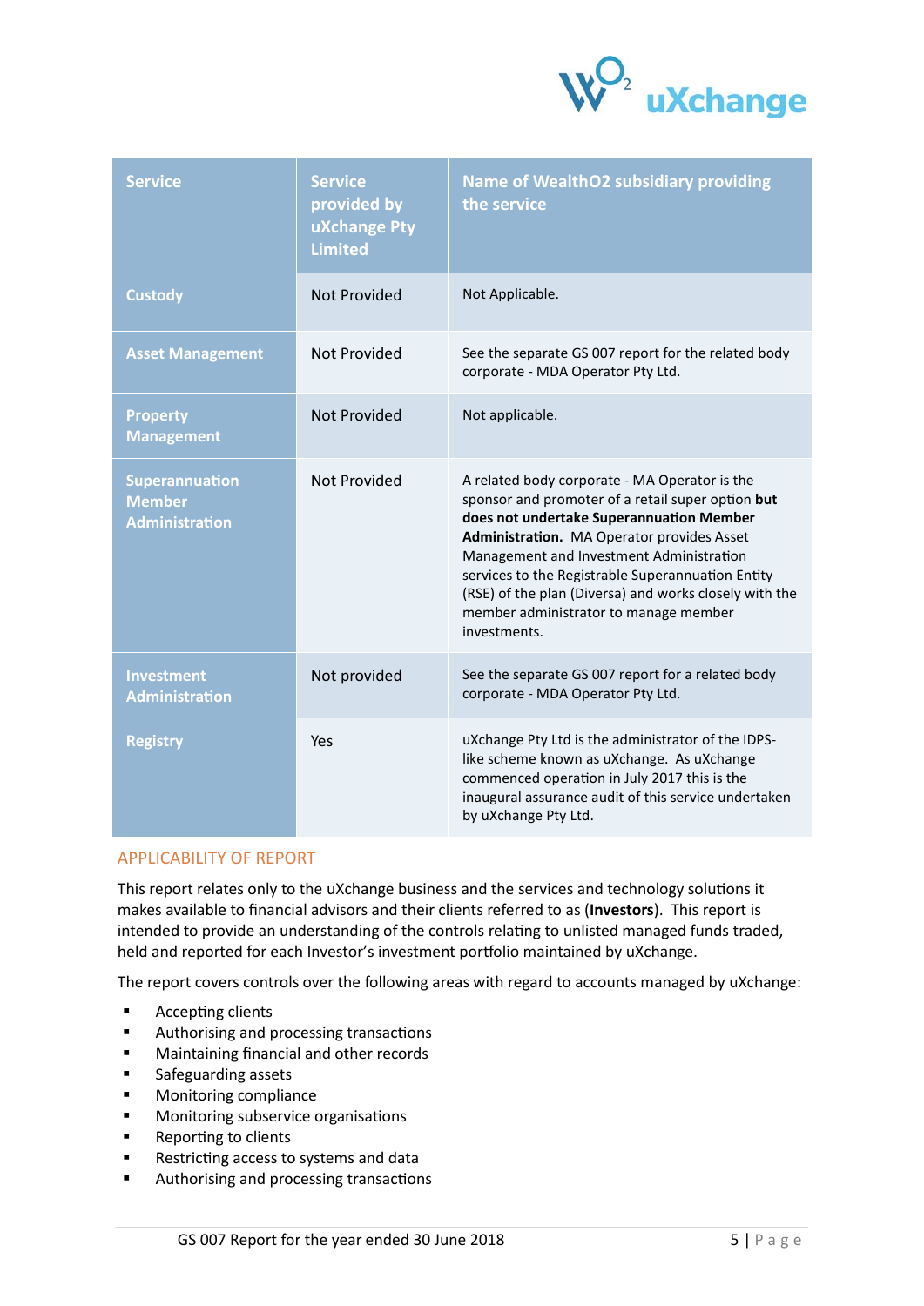| Service | Service provided by uXchange Pty Limited | Name of WealthO2 subsidiary providing the service |
|---|---|---|
| Custody | Not Provided | Not Applicable. |
| Asset Management | Not Provided | See the separate GS 007 report for the related body corporate - MDA Operator Pty Ltd. |
| Property Management | Not Provided | Not applicable. |
| Superannuation Member Administration | Not Provided | A related body corporate - MA Operator is the sponsor and promoter of a retail super option **but does not undertake Superannuation Member Administration.** MA Operator provides Asset Management and Investment Administration services to the Registrable Superannuation Entity (RSE) of the plan (Diversa) and works closely with the member administrator to manage member investments. |
| Investment Administration | Not provided | See the separate GS 007 report for a related body corporate - MDA Operator Pty Ltd. |
| Registry | Yes | uXchange Pty Ltd is the administrator of the IDPS-like scheme known as uXchange. As uXchange commenced operation in July 2017 this is the inaugural assurance audit of this service undertaken by uXchange Pty Ltd. |

## APPLICABILITY OF REPORT

This report relates only to the uXchange business and the services and technology solutions it makes available to financial advisors and their clients referred to as (**Investors**). This report is intended to provide an understanding of the controls relating to unlisted managed funds traded, held and reported for each Investor's investment portfolio maintained by uXchange.

The report covers controls over the following areas with regard to accounts managed by uXchange:

- Accepting clients
- Authorising and processing transactions
- Maintaining financial and other records
- Safeguarding assets
- Monitoring compliance
- Monitoring subservice organisations
- Reporting to clients
- Restricting access to systems and data
- Authorising and processing transactions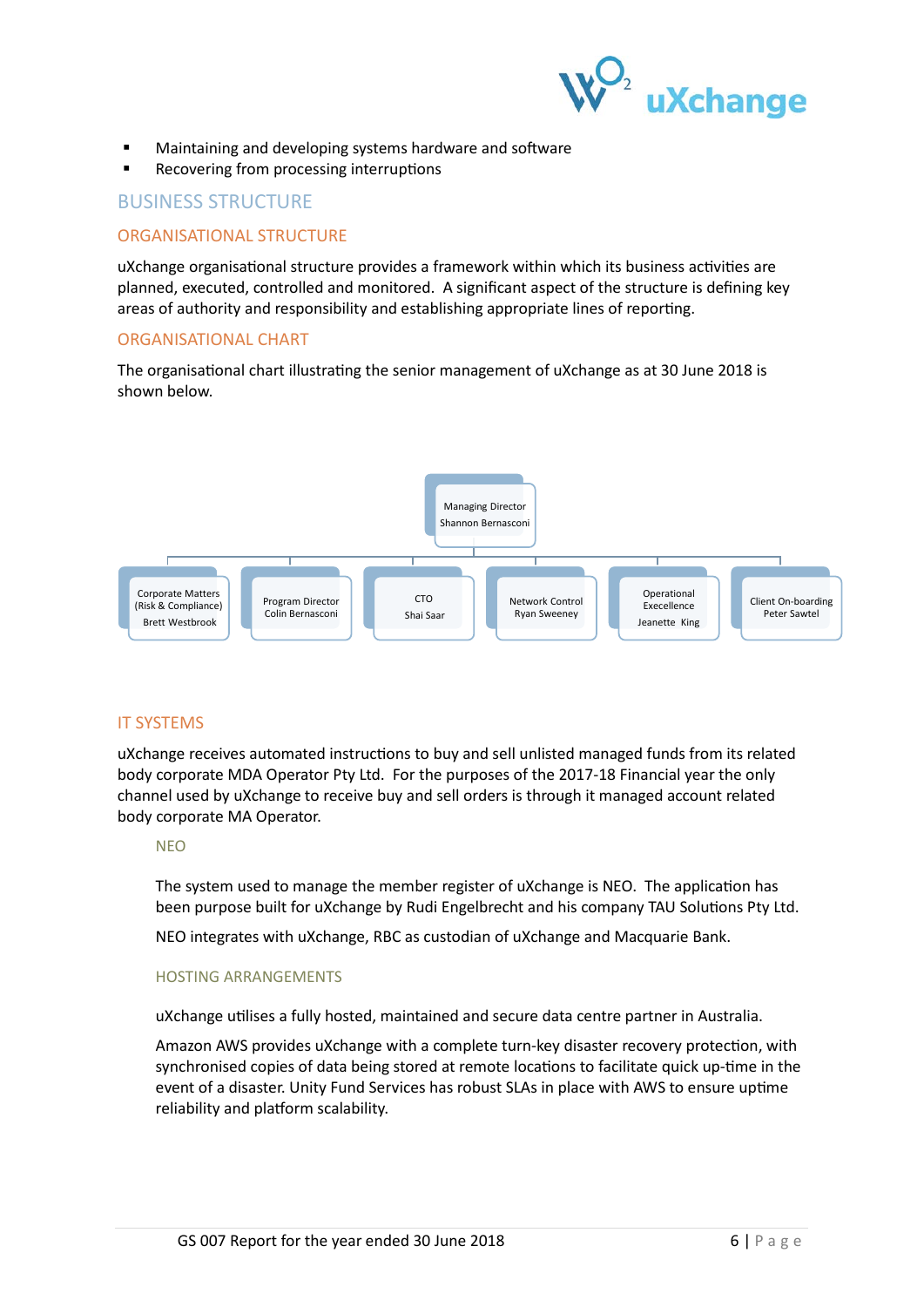- Maintaining and developing systems hardware and software
- Recovering from processing interruptions

## BUSINESS STRUCTURE

### ORGANISATIONAL STRUCTURE

uXchange organisational structure provides a framework within which its business activities are planned, executed, controlled and monitored. A significant aspect of the structure is defining key areas of authority and responsibility and establishing appropriate lines of reporting.

### ORGANISATIONAL CHART

The organisational chart illustrating the senior management of uXchange as at 30 June 2018 is shown below.

Managing Director
Shannon Bernasconi

- Corporate Matters (Risk & Compliance) – Brett Westbrook
- Program Director – Colin Bernasconi
- CTO – Shai Saar
- Network Control – Ryan Sweeney
- Operational Execellence – Jeanette King
- Client On-boarding – Peter Sawtel

### IT SYSTEMS

uXchange receives automated instructions to buy and sell unlisted managed funds from its related body corporate MDA Operator Pty Ltd. For the purposes of the 2017-18 Financial year the only channel used by uXchange to receive buy and sell orders is through it managed account related body corporate MA Operator.

#### NEO

The system used to manage the member register of uXchange is NEO. The application has been purpose built for uXchange by Rudi Engelbrecht and his company TAU Solutions Pty Ltd.

NEO integrates with uXchange, RBC as custodian of uXchange and Macquarie Bank.

#### HOSTING ARRANGEMENTS

uXchange utilises a fully hosted, maintained and secure data centre partner in Australia.

Amazon AWS provides uXchange with a complete turn-key disaster recovery protection, with synchronised copies of data being stored at remote locations to facilitate quick up-time in the event of a disaster. Unity Fund Services has robust SLAs in place with AWS to ensure uptime reliability and platform scalability.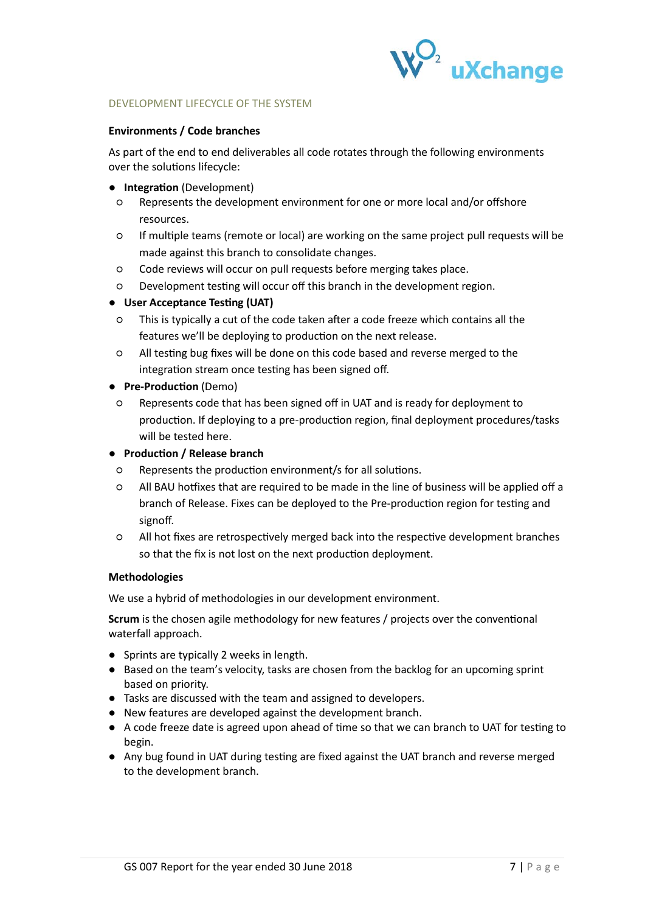## DEVELOPMENT LIFECYCLE OF THE SYSTEM

### Environments / Code branches

As part of the end to end deliverables all code rotates through the following environments over the solutions lifecycle:

- **Integration** (Development)
  - Represents the development environment for one or more local and/or offshore resources.
  - If multiple teams (remote or local) are working on the same project pull requests will be made against this branch to consolidate changes.
  - Code reviews will occur on pull requests before merging takes place.
  - Development testing will occur off this branch in the development region.
- **User Acceptance Testing (UAT)**
  - This is typically a cut of the code taken after a code freeze which contains all the features we'll be deploying to production on the next release.
  - All testing bug fixes will be done on this code based and reverse merged to the integration stream once testing has been signed off.
- **Pre-Production** (Demo)
  - Represents code that has been signed off in UAT and is ready for deployment to production. If deploying to a pre-production region, final deployment procedures/tasks will be tested here.
- **Production / Release branch**
  - Represents the production environment/s for all solutions.
  - All BAU hotfixes that are required to be made in the line of business will be applied off a branch of Release. Fixes can be deployed to the Pre-production region for testing and signoff.
  - All hot fixes are retrospectively merged back into the respective development branches so that the fix is not lost on the next production deployment.

### Methodologies

We use a hybrid of methodologies in our development environment.

**Scrum** is the chosen agile methodology for new features / projects over the conventional waterfall approach.

- Sprints are typically 2 weeks in length.
- Based on the team's velocity, tasks are chosen from the backlog for an upcoming sprint based on priority.
- Tasks are discussed with the team and assigned to developers.
- New features are developed against the development branch.
- A code freeze date is agreed upon ahead of time so that we can branch to UAT for testing to begin.
- Any bug found in UAT during testing are fixed against the UAT branch and reverse merged to the development branch.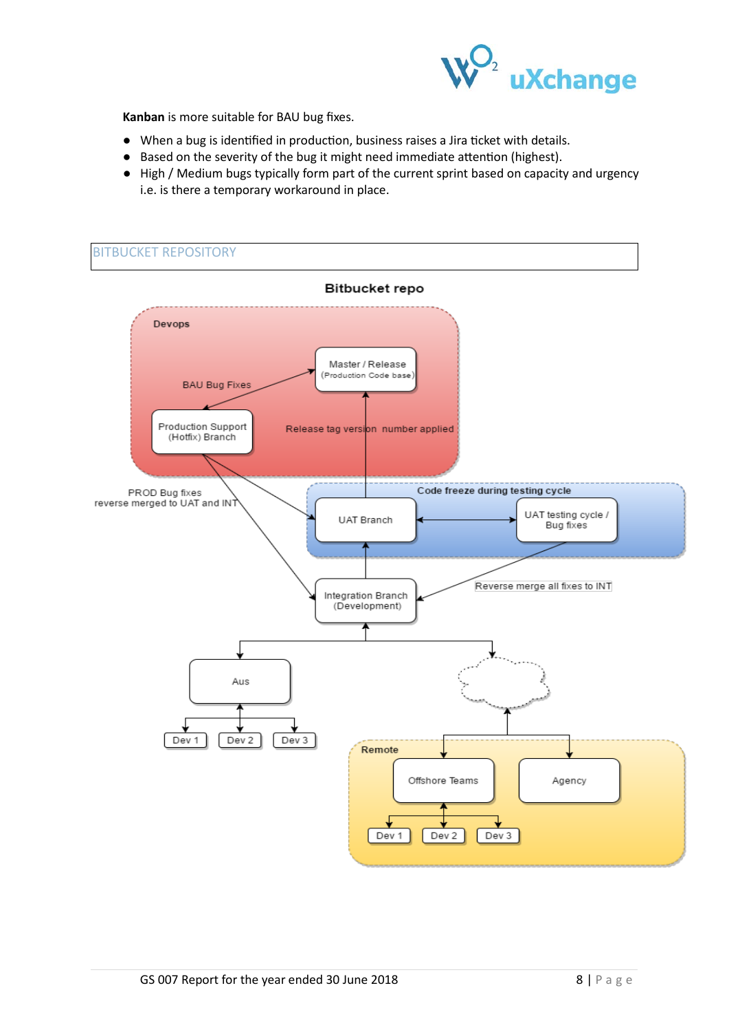**Kanban** is more suitable for BAU bug fixes.

- When a bug is identified in production, business raises a Jira ticket with details.
- Based on the severity of the bug it might need immediate attention (highest).
- High / Medium bugs typically form part of the current sprint based on capacity and urgency i.e. is there a temporary workaround in place.

## BITBUCKET REPOSITORY

Bitbucket repo

Devops

BAU Bug Fixes

Master / Release (Production Code base)

Production Support (Hotfix) Branch

Release tag version number applied

PROD Bug fixes reverse merged to UAT and INT

Code freeze during testing cycle

UAT Branch

UAT testing cycle / Bug fixes

Integration Branch (Development)

Reverse merge all fixes to INT

Aus

Dev 1 Dev 2 Dev 3

Remote

Offshore Teams

Agency

Dev 1 Dev 2 Dev 3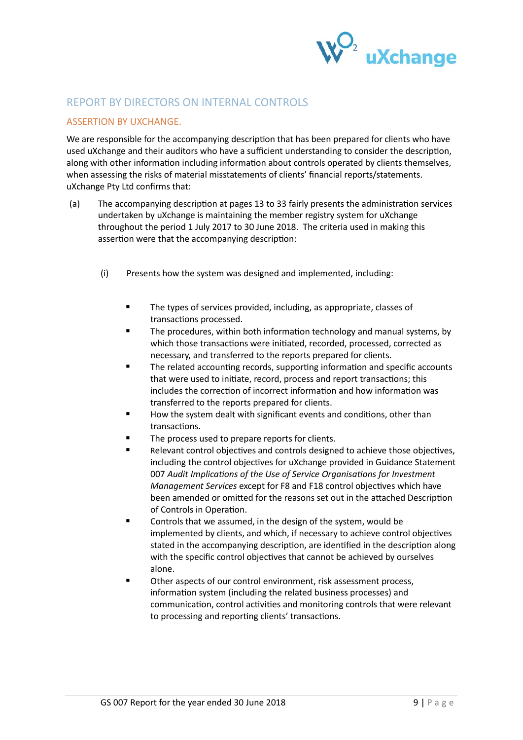## REPORT BY DIRECTORS ON INTERNAL CONTROLS

### ASSERTION BY UXCHANGE.

We are responsible for the accompanying description that has been prepared for clients who have used uXchange and their auditors who have a sufficient understanding to consider the description, along with other information including information about controls operated by clients themselves, when assessing the risks of material misstatements of clients' financial reports/statements. uXchange Pty Ltd confirms that:

(a) The accompanying description at pages 13 to 33 fairly presents the administration services undertaken by uXchange is maintaining the member registry system for uXchange throughout the period 1 July 2017 to 30 June 2018. The criteria used in making this assertion were that the accompanying description:

(i) Presents how the system was designed and implemented, including:

- The types of services provided, including, as appropriate, classes of transactions processed.
- The procedures, within both information technology and manual systems, by which those transactions were initiated, recorded, processed, corrected as necessary, and transferred to the reports prepared for clients.
- The related accounting records, supporting information and specific accounts that were used to initiate, record, process and report transactions; this includes the correction of incorrect information and how information was transferred to the reports prepared for clients.
- How the system dealt with significant events and conditions, other than transactions.
- The process used to prepare reports for clients.
- Relevant control objectives and controls designed to achieve those objectives, including the control objectives for uXchange provided in Guidance Statement 007 *Audit Implications of the Use of Service Organisations for Investment Management Services* except for F8 and F18 control objectives which have been amended or omitted for the reasons set out in the attached Description of Controls in Operation.
- Controls that we assumed, in the design of the system, would be implemented by clients, and which, if necessary to achieve control objectives stated in the accompanying description, are identified in the description along with the specific control objectives that cannot be achieved by ourselves alone.
- Other aspects of our control environment, risk assessment process, information system (including the related business processes) and communication, control activities and monitoring controls that were relevant to processing and reporting clients' transactions.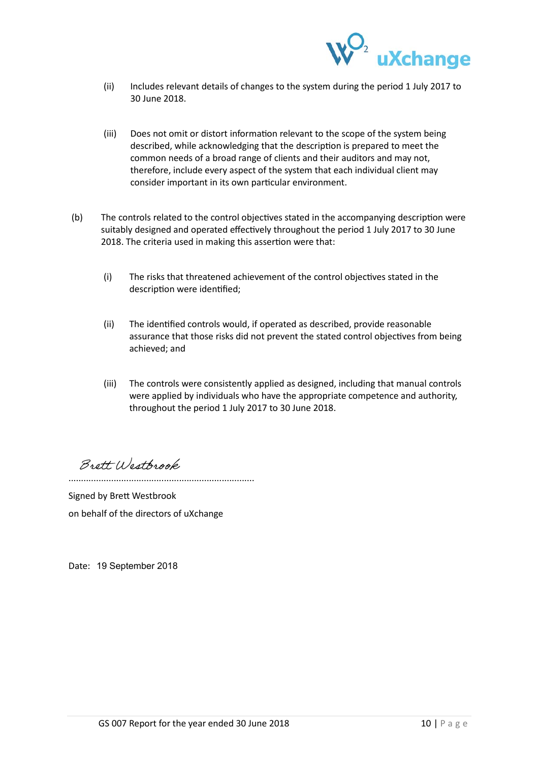(ii) Includes relevant details of changes to the system during the period 1 July 2017 to 30 June 2018.

(iii) Does not omit or distort information relevant to the scope of the system being described, while acknowledging that the description is prepared to meet the common needs of a broad range of clients and their auditors and may not, therefore, include every aspect of the system that each individual client may consider important in its own particular environment.

(b) The controls related to the control objectives stated in the accompanying description were suitably designed and operated effectively throughout the period 1 July 2017 to 30 June 2018. The criteria used in making this assertion were that:

(i) The risks that threatened achievement of the control objectives stated in the description were identified;

(ii) The identified controls would, if operated as described, provide reasonable assurance that those risks did not prevent the stated control objectives from being achieved; and

(iii) The controls were consistently applied as designed, including that manual controls were applied by individuals who have the appropriate competence and authority, throughout the period 1 July 2017 to 30 June 2018.

Brett Westbrook

.........................................................................

Signed by Brett Westbrook

on behalf of the directors of uXchange

Date: 19 September 2018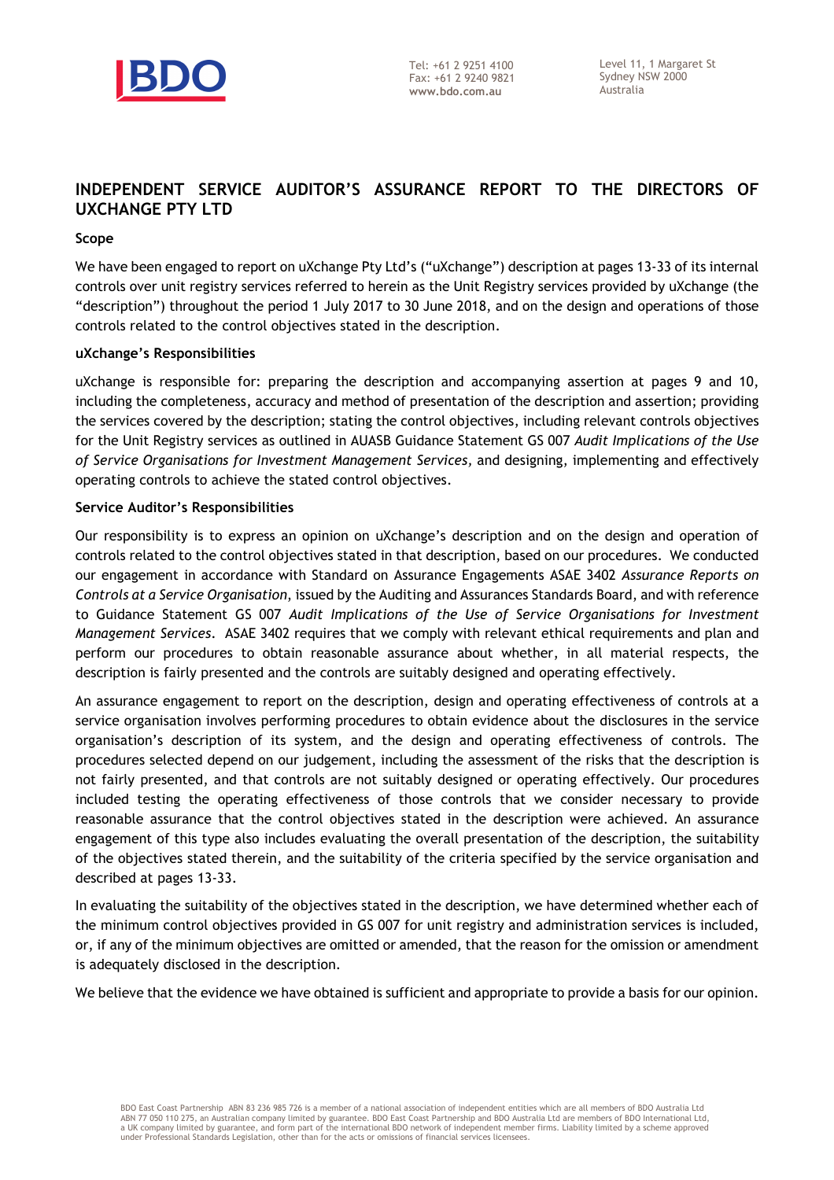## INDEPENDENT SERVICE AUDITOR'S ASSURANCE REPORT TO THE DIRECTORS OF UXCHANGE PTY LTD

**Scope**

We have been engaged to report on uXchange Pty Ltd's ("uXchange") description at pages 13-33 of its internal controls over unit registry services referred to herein as the Unit Registry services provided by uXchange (the "description") throughout the period 1 July 2017 to 30 June 2018, and on the design and operations of those controls related to the control objectives stated in the description.

**uXchange's Responsibilities**

uXchange is responsible for: preparing the description and accompanying assertion at pages 9 and 10, including the completeness, accuracy and method of presentation of the description and assertion; providing the services covered by the description; stating the control objectives, including relevant controls objectives for the Unit Registry services as outlined in AUASB Guidance Statement GS 007 *Audit Implications of the Use of Service Organisations for Investment Management Services*, and designing, implementing and effectively operating controls to achieve the stated control objectives.

**Service Auditor's Responsibilities**

Our responsibility is to express an opinion on uXchange's description and on the design and operation of controls related to the control objectives stated in that description, based on our procedures. We conducted our engagement in accordance with Standard on Assurance Engagements ASAE 3402 *Assurance Reports on Controls at a Service Organisation*, issued by the Auditing and Assurances Standards Board, and with reference to Guidance Statement GS 007 *Audit Implications of the Use of Service Organisations for Investment Management Services*. ASAE 3402 requires that we comply with relevant ethical requirements and plan and perform our procedures to obtain reasonable assurance about whether, in all material respects, the description is fairly presented and the controls are suitably designed and operating effectively.

An assurance engagement to report on the description, design and operating effectiveness of controls at a service organisation involves performing procedures to obtain evidence about the disclosures in the service organisation's description of its system, and the design and operating effectiveness of controls. The procedures selected depend on our judgement, including the assessment of the risks that the description is not fairly presented, and that controls are not suitably designed or operating effectively. Our procedures included testing the operating effectiveness of those controls that we consider necessary to provide reasonable assurance that the control objectives stated in the description were achieved. An assurance engagement of this type also includes evaluating the overall presentation of the description, the suitability of the objectives stated therein, and the suitability of the criteria specified by the service organisation and described at pages 13-33.

In evaluating the suitability of the objectives stated in the description, we have determined whether each of the minimum control objectives provided in GS 007 for unit registry and administration services is included, or, if any of the minimum objectives are omitted or amended, that the reason for the omission or amendment is adequately disclosed in the description.

We believe that the evidence we have obtained is sufficient and appropriate to provide a basis for our opinion.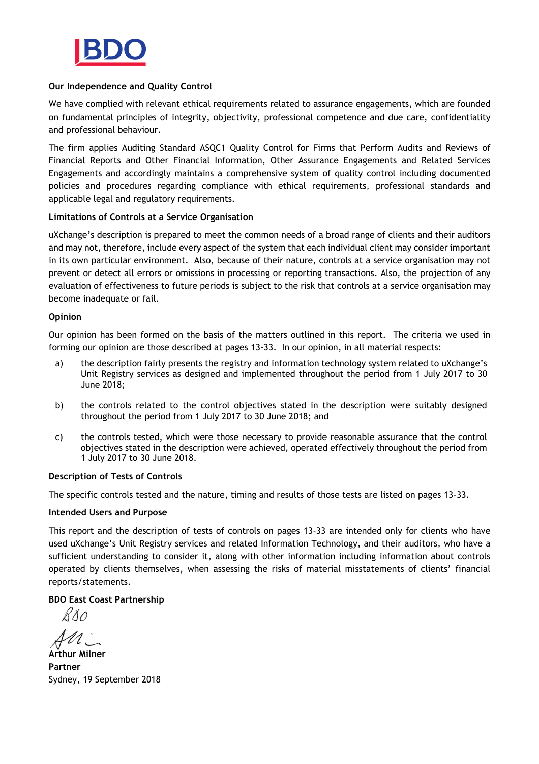**Our Independence and Quality Control**

We have complied with relevant ethical requirements related to assurance engagements, which are founded on fundamental principles of integrity, objectivity, professional competence and due care, confidentiality and professional behaviour.

The firm applies Auditing Standard ASQC1 Quality Control for Firms that Perform Audits and Reviews of Financial Reports and Other Financial Information, Other Assurance Engagements and Related Services Engagements and accordingly maintains a comprehensive system of quality control including documented policies and procedures regarding compliance with ethical requirements, professional standards and applicable legal and regulatory requirements.

**Limitations of Controls at a Service Organisation**

uXchange's description is prepared to meet the common needs of a broad range of clients and their auditors and may not, therefore, include every aspect of the system that each individual client may consider important in its own particular environment. Also, because of their nature, controls at a service organisation may not prevent or detect all errors or omissions in processing or reporting transactions. Also, the projection of any evaluation of effectiveness to future periods is subject to the risk that controls at a service organisation may become inadequate or fail.

**Opinion**

Our opinion has been formed on the basis of the matters outlined in this report. The criteria we used in forming our opinion are those described at pages 13-33. In our opinion, in all material respects:

a) the description fairly presents the registry and information technology system related to uXchange's Unit Registry services as designed and implemented throughout the period from 1 July 2017 to 30 June 2018;

b) the controls related to the control objectives stated in the description were suitably designed throughout the period from 1 July 2017 to 30 June 2018; and

c) the controls tested, which were those necessary to provide reasonable assurance that the control objectives stated in the description were achieved, operated effectively throughout the period from 1 July 2017 to 30 June 2018.

**Description of Tests of Controls**

The specific controls tested and the nature, timing and results of those tests are listed on pages 13-33.

**Intended Users and Purpose**

This report and the description of tests of controls on pages 13-33 are intended only for clients who have used uXchange's Unit Registry services and related Information Technology, and their auditors, who have a sufficient understanding to consider it, along with other information including information about controls operated by clients themselves, when assessing the risks of material misstatements of clients' financial reports/statements.

**BDO East Coast Partnership**

**Arthur Milner**
**Partner**
Sydney, 19 September 2018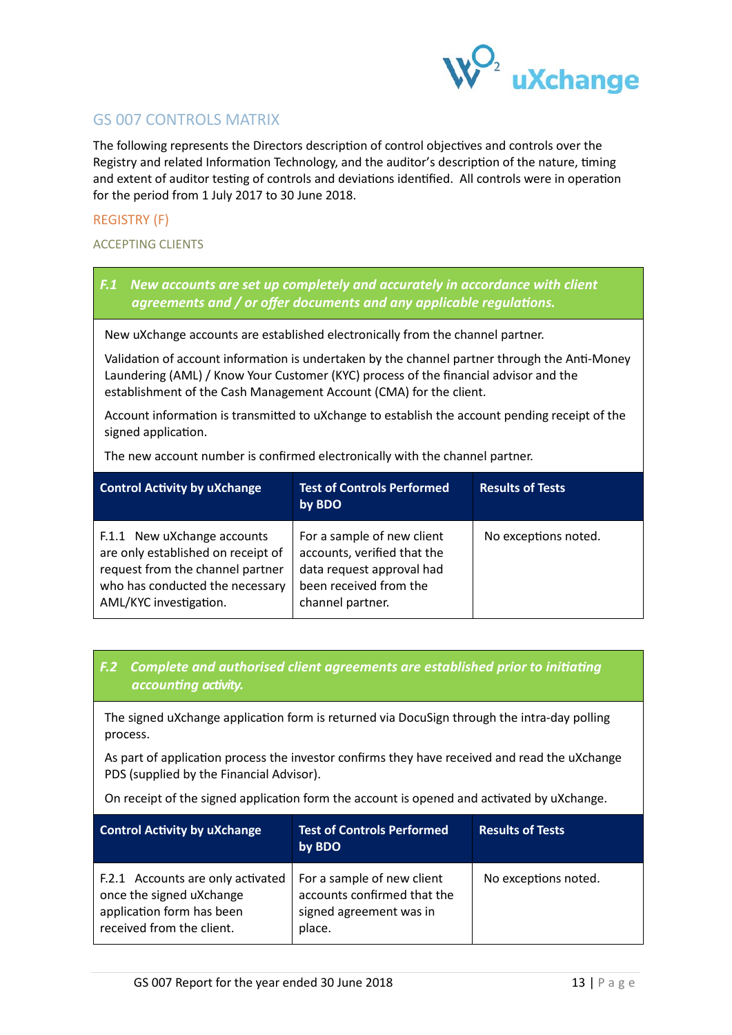## GS 007 CONTROLS MATRIX

The following represents the Directors description of control objectives and controls over the Registry and related Information Technology, and the auditor's description of the nature, timing and extent of auditor testing of controls and deviations identified. All controls were in operation for the period from 1 July 2017 to 30 June 2018.

### REGISTRY (F)

#### ACCEPTING CLIENTS

***F.1 New accounts are set up completely and accurately in accordance with client agreements and / or offer documents and any applicable regulations.***

New uXchange accounts are established electronically from the channel partner.

Validation of account information is undertaken by the channel partner through the Anti-Money Laundering (AML) / Know Your Customer (KYC) process of the financial advisor and the establishment of the Cash Management Account (CMA) for the client.

Account information is transmitted to uXchange to establish the account pending receipt of the signed application.

The new account number is confirmed electronically with the channel partner.

| Control Activity by uXchange | Test of Controls Performed by BDO | Results of Tests |
|---|---|---|
| F.1.1 New uXchange accounts are only established on receipt of request from the channel partner who has conducted the necessary AML/KYC investigation. | For a sample of new client accounts, verified that the data request approval had been received from the channel partner. | No exceptions noted. |

***F.2 Complete and authorised client agreements are established prior to initiating accounting activity.***

The signed uXchange application form is returned via DocuSign through the intra-day polling process.

As part of application process the investor confirms they have received and read the uXchange PDS (supplied by the Financial Advisor).

On receipt of the signed application form the account is opened and activated by uXchange.

| Control Activity by uXchange | Test of Controls Performed by BDO | Results of Tests |
|---|---|---|
| F.2.1 Accounts are only activated once the signed uXchange application form has been received from the client. | For a sample of new client accounts confirmed that the signed agreement was in place. | No exceptions noted. |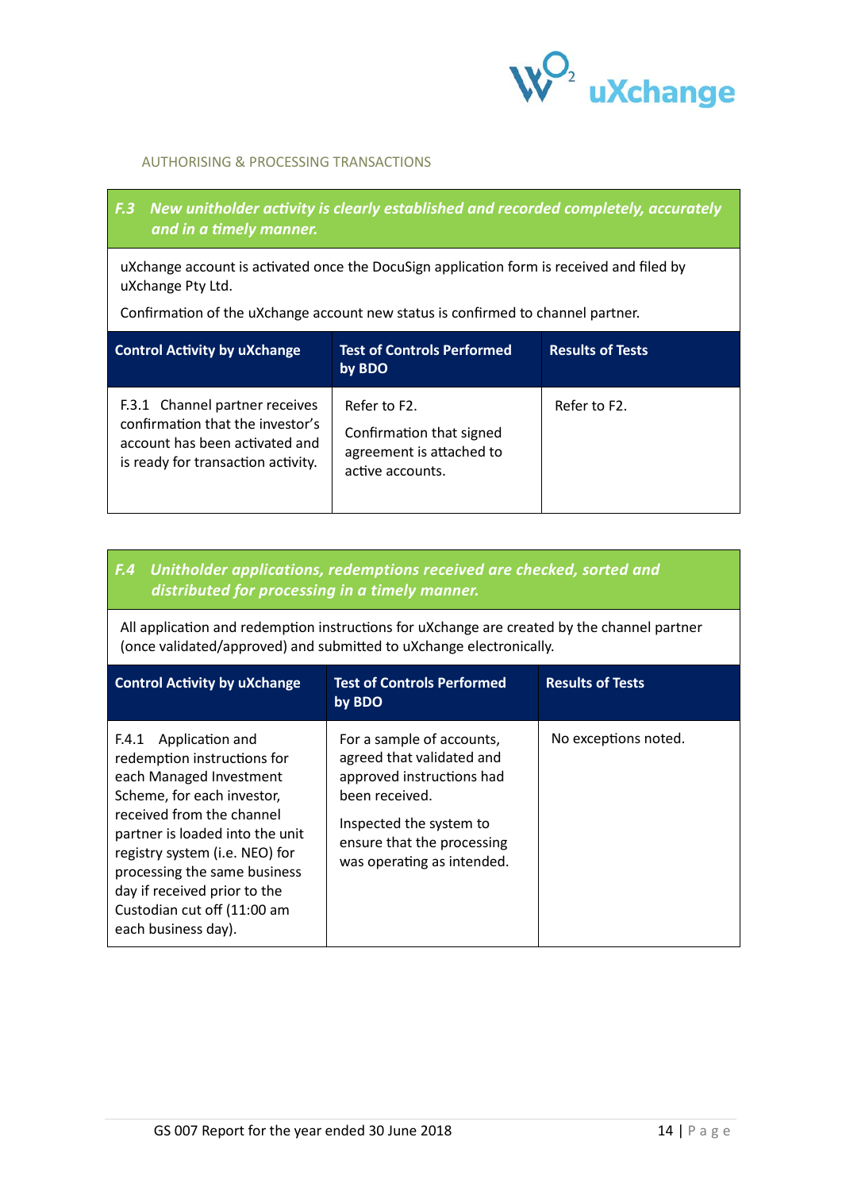AUTHORISING & PROCESSING TRANSACTIONS

### *F.3 New unitholder activity is clearly established and recorded completely, accurately and in a timely manner.*

uXchange account is activated once the DocuSign application form is received and filed by uXchange Pty Ltd.

Confirmation of the uXchange account new status is confirmed to channel partner.

| Control Activity by uXchange | Test of Controls Performed by BDO | Results of Tests |
|---|---|---|
| F.3.1 Channel partner receives confirmation that the investor's account has been activated and is ready for transaction activity. | Refer to F2.<br><br>Confirmation that signed agreement is attached to active accounts. | Refer to F2. |

### *F.4 Unitholder applications, redemptions received are checked, sorted and distributed for processing in a timely manner.*

All application and redemption instructions for uXchange are created by the channel partner (once validated/approved) and submitted to uXchange electronically.

| Control Activity by uXchange | Test of Controls Performed by BDO | Results of Tests |
|---|---|---|
| F.4.1 Application and redemption instructions for each Managed Investment Scheme, for each investor, received from the channel partner is loaded into the unit registry system (i.e. NEO) for processing the same business day if received prior to the Custodian cut off (11:00 am each business day). | For a sample of accounts, agreed that validated and approved instructions had been received.<br><br>Inspected the system to ensure that the processing was operating as intended. | No exceptions noted. |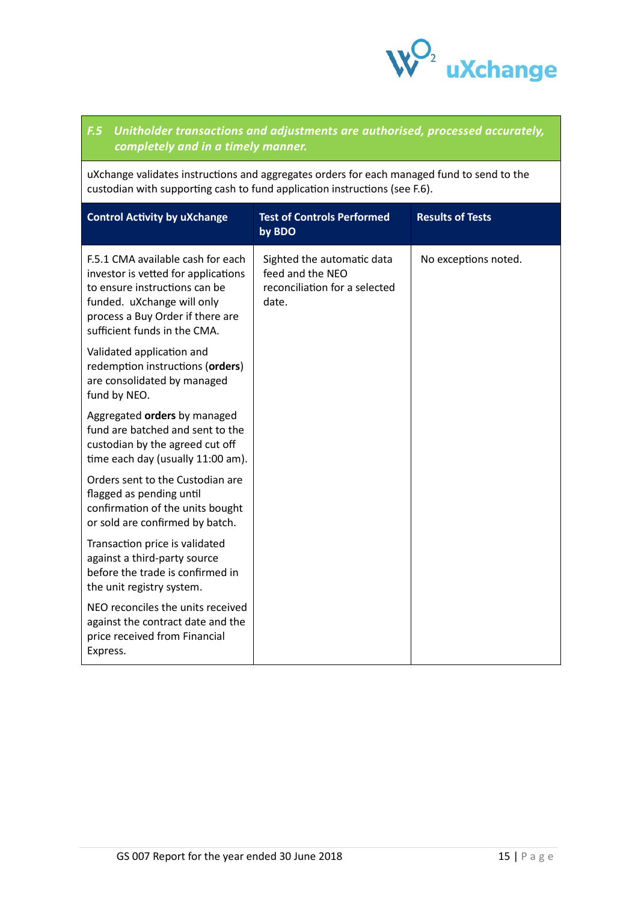## *F.5 Unitholder transactions and adjustments are authorised, processed accurately, completely and in a timely manner.*

uXchange validates instructions and aggregates orders for each managed fund to send to the custodian with supporting cash to fund application instructions (see F.6).

| Control Activity by uXchange | Test of Controls Performed by BDO | Results of Tests |
|---|---|---|
| F.5.1 CMA available cash for each investor is vetted for applications to ensure instructions can be funded. uXchange will only process a Buy Order if there are sufficient funds in the CMA.<br><br>Validated application and redemption instructions (**orders**) are consolidated by managed fund by NEO.<br><br>Aggregated **orders** by managed fund are batched and sent to the custodian by the agreed cut off time each day (usually 11:00 am).<br><br>Orders sent to the Custodian are flagged as pending until confirmation of the units bought or sold are confirmed by batch.<br><br>Transaction price is validated against a third-party source before the trade is confirmed in the unit registry system.<br><br>NEO reconciles the units received against the contract date and the price received from Financial Express. | Sighted the automatic data feed and the NEO reconciliation for a selected date. | No exceptions noted. |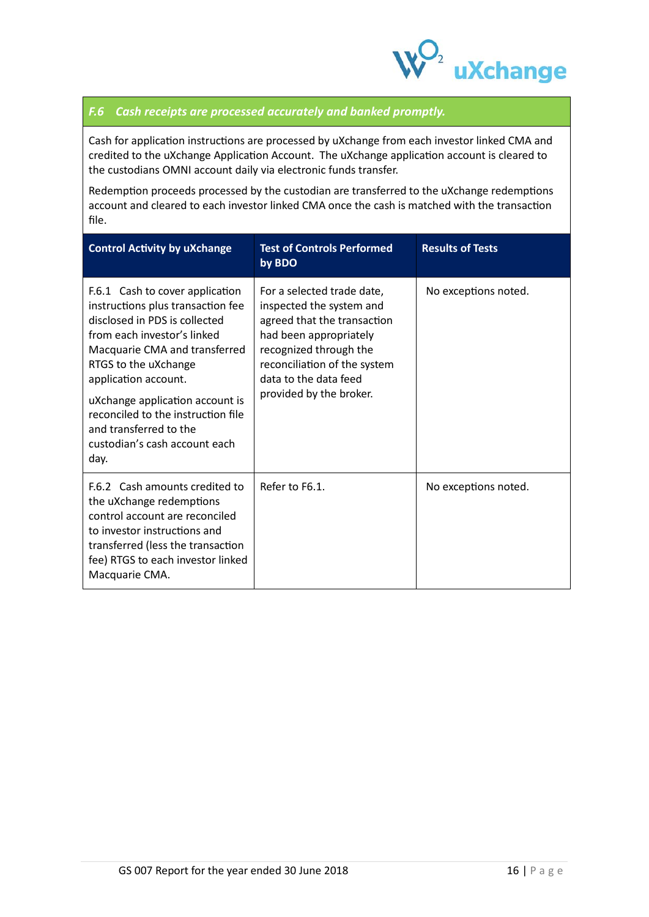## *F.6 Cash receipts are processed accurately and banked promptly.*

Cash for application instructions are processed by uXchange from each investor linked CMA and credited to the uXchange Application Account. The uXchange application account is cleared to the custodians OMNI account daily via electronic funds transfer.

Redemption proceeds processed by the custodian are transferred to the uXchange redemptions account and cleared to each investor linked CMA once the cash is matched with the transaction file.

| Control Activity by uXchange | Test of Controls Performed by BDO | Results of Tests |
|---|---|---|
| F.6.1 Cash to cover application instructions plus transaction fee disclosed in PDS is collected from each investor's linked Macquarie CMA and transferred RTGS to the uXchange application account.<br><br>uXchange application account is reconciled to the instruction file and transferred to the custodian's cash account each day. | For a selected trade date, inspected the system and agreed that the transaction had been appropriately recognized through the reconciliation of the system data to the data feed provided by the broker. | No exceptions noted. |
| F.6.2 Cash amounts credited to the uXchange redemptions control account are reconciled to investor instructions and transferred (less the transaction fee) RTGS to each investor linked Macquarie CMA. | Refer to F6.1. | No exceptions noted. |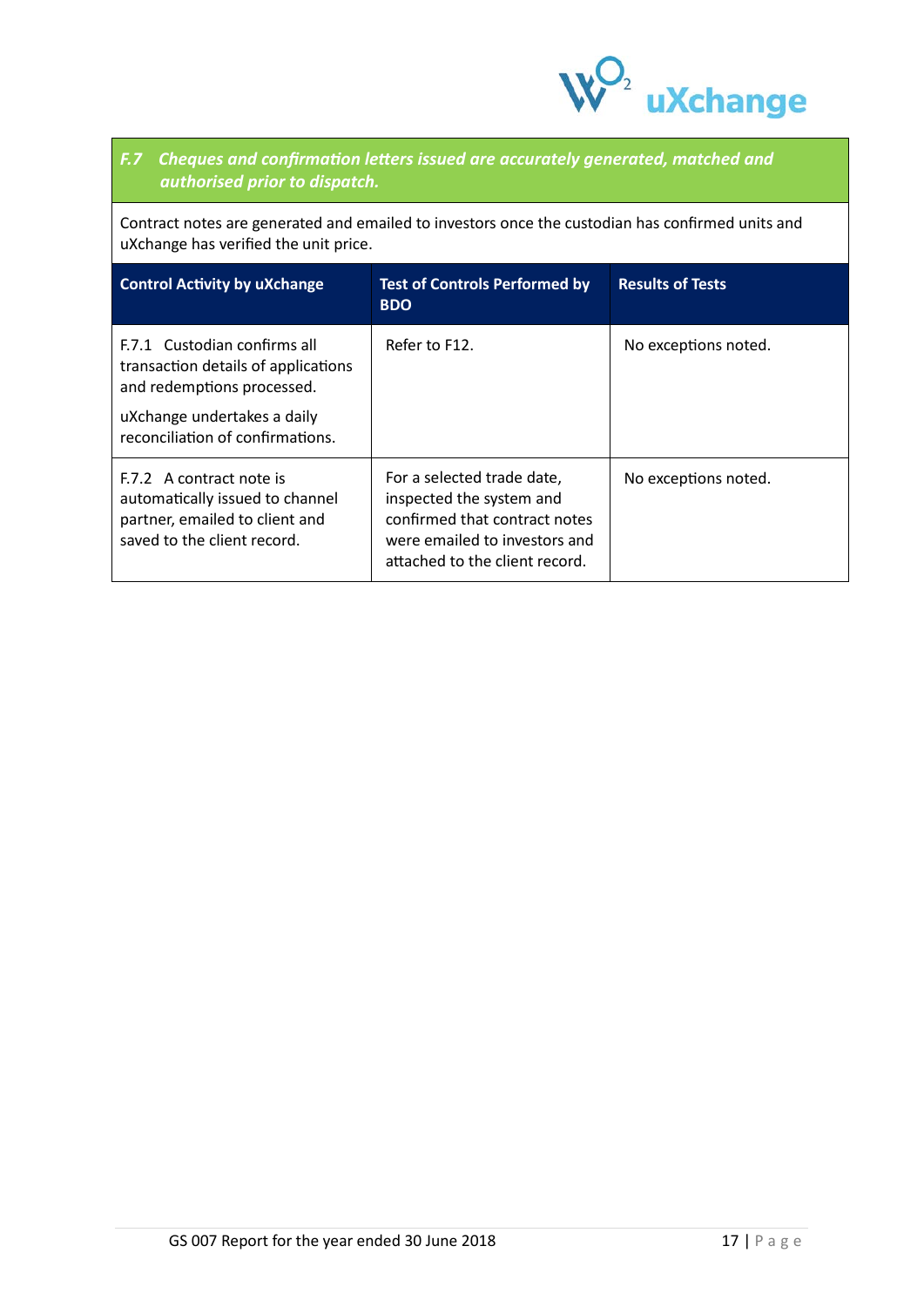### *F.7 Cheques and confirmation letters issued are accurately generated, matched and authorised prior to dispatch.*

Contract notes are generated and emailed to investors once the custodian has confirmed units and uXchange has verified the unit price.

| Control Activity by uXchange | Test of Controls Performed by BDO | Results of Tests |
|---|---|---|
| F.7.1 Custodian confirms all transaction details of applications and redemptions processed.<br><br>uXchange undertakes a daily reconciliation of confirmations. | Refer to F12. | No exceptions noted. |
| F.7.2 A contract note is automatically issued to channel partner, emailed to client and saved to the client record. | For a selected trade date, inspected the system and confirmed that contract notes were emailed to investors and attached to the client record. | No exceptions noted. |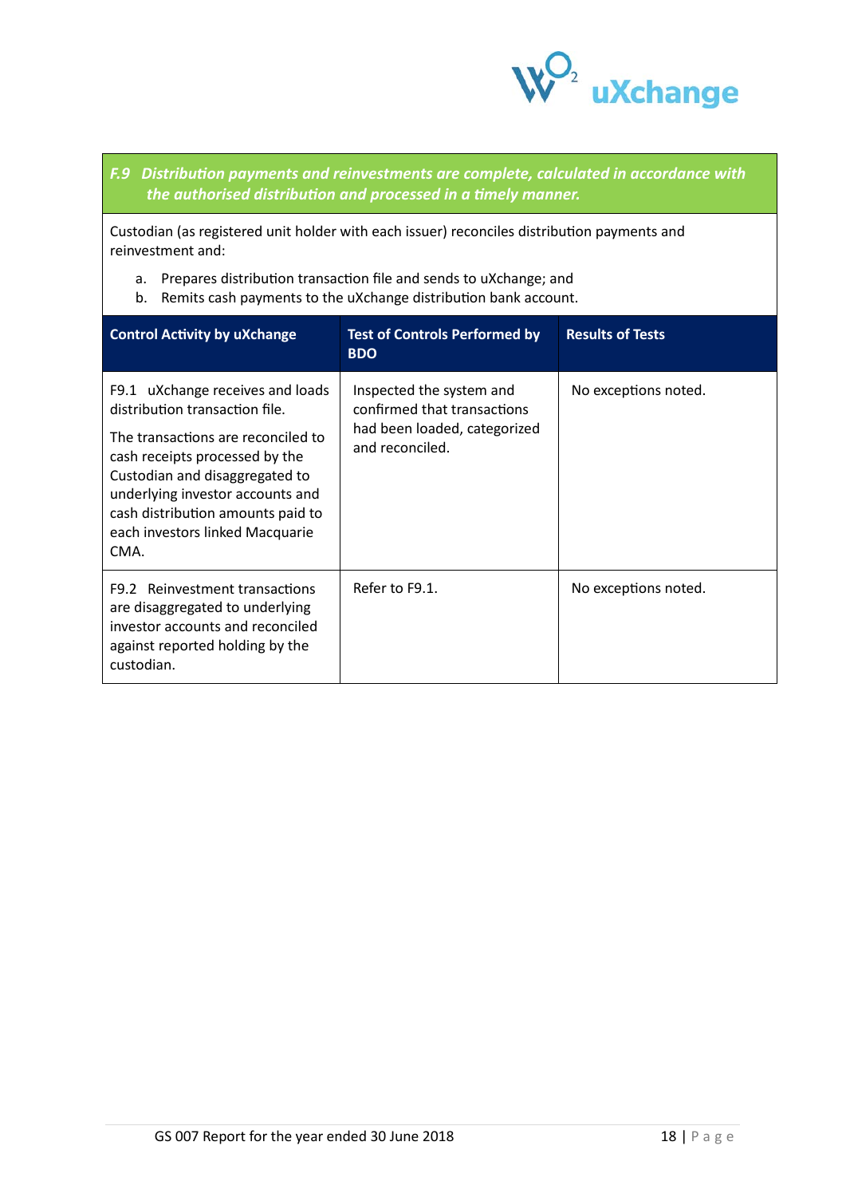### *F.9 Distribution payments and reinvestments are complete, calculated in accordance with the authorised distribution and processed in a timely manner.*

Custodian (as registered unit holder with each issuer) reconciles distribution payments and reinvestment and:

a. Prepares distribution transaction file and sends to uXchange; and
b. Remits cash payments to the uXchange distribution bank account.

| Control Activity by uXchange | Test of Controls Performed by BDO | Results of Tests |
|---|---|---|
| F9.1 uXchange receives and loads distribution transaction file.<br><br>The transactions are reconciled to cash receipts processed by the Custodian and disaggregated to underlying investor accounts and cash distribution amounts paid to each investors linked Macquarie CMA. | Inspected the system and confirmed that transactions had been loaded, categorized and reconciled. | No exceptions noted. |
| F9.2 Reinvestment transactions are disaggregated to underlying investor accounts and reconciled against reported holding by the custodian. | Refer to F9.1. | No exceptions noted. |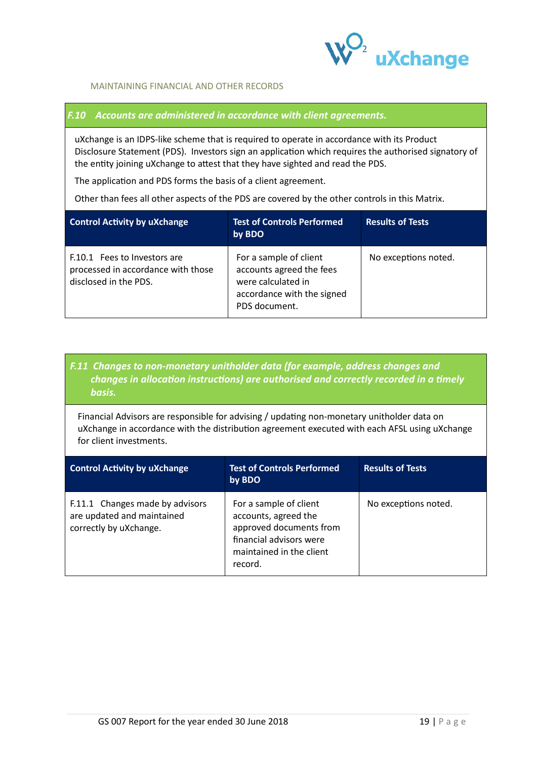MAINTAINING FINANCIAL AND OTHER RECORDS

***F.10 Accounts are administered in accordance with client agreements.***

uXchange is an IDPS-like scheme that is required to operate in accordance with its Product Disclosure Statement (PDS). Investors sign an application which requires the authorised signatory of the entity joining uXchange to attest that they have sighted and read the PDS.

The application and PDS forms the basis of a client agreement.

Other than fees all other aspects of the PDS are covered by the other controls in this Matrix.

| Control Activity by uXchange | Test of Controls Performed by BDO | Results of Tests |
|---|---|---|
| F.10.1 Fees to Investors are processed in accordance with those disclosed in the PDS. | For a sample of client accounts agreed the fees were calculated in accordance with the signed PDS document. | No exceptions noted. |

***F.11 Changes to non-monetary unitholder data (for example, address changes and changes in allocation instructions) are authorised and correctly recorded in a timely basis.***

Financial Advisors are responsible for advising / updating non-monetary unitholder data on uXchange in accordance with the distribution agreement executed with each AFSL using uXchange for client investments.

| Control Activity by uXchange | Test of Controls Performed by BDO | Results of Tests |
|---|---|---|
| F.11.1 Changes made by advisors are updated and maintained correctly by uXchange. | For a sample of client accounts, agreed the approved documents from financial advisors were maintained in the client record. | No exceptions noted. |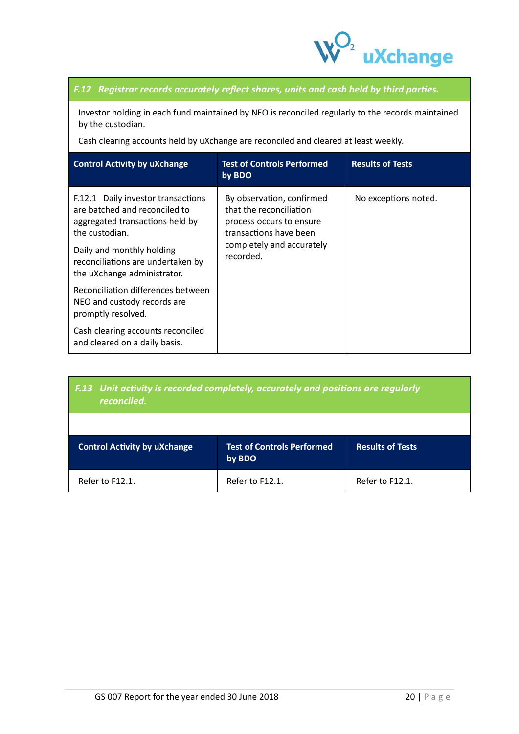### *F.12 Registrar records accurately reflect shares, units and cash held by third parties.*

Investor holding in each fund maintained by NEO is reconciled regularly to the records maintained by the custodian.

Cash clearing accounts held by uXchange are reconciled and cleared at least weekly.

| Control Activity by uXchange | Test of Controls Performed by BDO | Results of Tests |
|---|---|---|
| F.12.1 Daily investor transactions are batched and reconciled to aggregated transactions held by the custodian.<br><br>Daily and monthly holding reconciliations are undertaken by the uXchange administrator.<br><br>Reconciliation differences between NEO and custody records are promptly resolved.<br><br>Cash clearing accounts reconciled and cleared on a daily basis. | By observation, confirmed that the reconciliation process occurs to ensure transactions have been completely and accurately recorded. | No exceptions noted. |

### *F.13 Unit activity is recorded completely, accurately and positions are regularly reconciled.*

| Control Activity by uXchange | Test of Controls Performed by BDO | Results of Tests |
|---|---|---|
| Refer to F12.1. | Refer to F12.1. | Refer to F12.1. |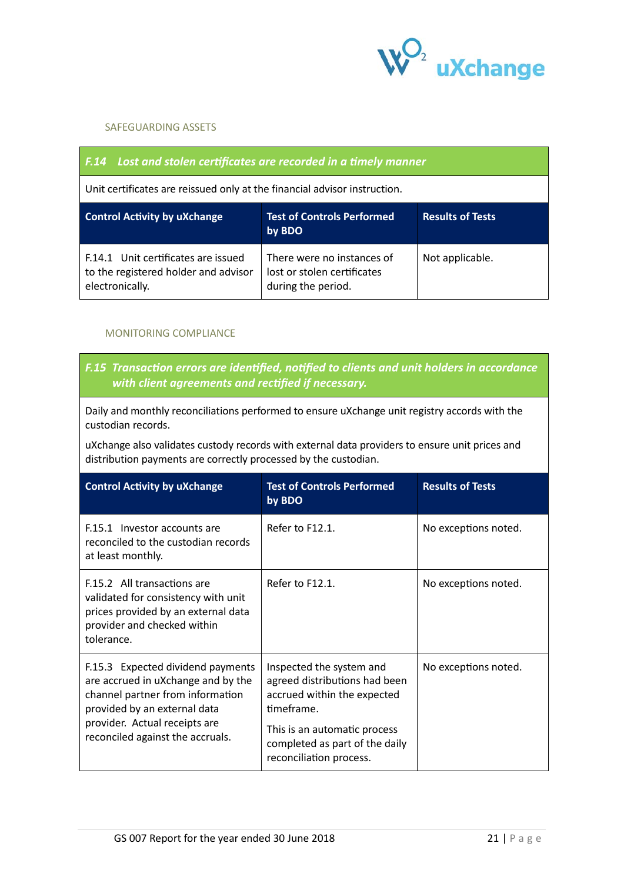SAFEGUARDING ASSETS

| ***F.14 Lost and stolen certificates are recorded in a timely manner*** | | |
|---|---|---|
| Unit certificates are reissued only at the financial advisor instruction. | | |
| **Control Activity by uXchange** | **Test of Controls Performed by BDO** | **Results of Tests** |
| F.14.1 Unit certificates are issued to the registered holder and advisor electronically. | There were no instances of lost or stolen certificates during the period. | Not applicable. |

MONITORING COMPLIANCE

| ***F.15 Transaction errors are identified, notified to clients and unit holders in accordance with client agreements and rectified if necessary.*** | | |
|---|---|---|
| Daily and monthly reconciliations performed to ensure uXchange unit registry accords with the custodian records. uXchange also validates custody records with external data providers to ensure unit prices and distribution payments are correctly processed by the custodian. | | |
| **Control Activity by uXchange** | **Test of Controls Performed by BDO** | **Results of Tests** |
| F.15.1 Investor accounts are reconciled to the custodian records at least monthly. | Refer to F12.1. | No exceptions noted. |
| F.15.2 All transactions are validated for consistency with unit prices provided by an external data provider and checked within tolerance. | Refer to F12.1. | No exceptions noted. |
| F.15.3 Expected dividend payments are accrued in uXchange and by the channel partner from information provided by an external data provider. Actual receipts are reconciled against the accruals. | Inspected the system and agreed distributions had been accrued within the expected timeframe. This is an automatic process completed as part of the daily reconciliation process. | No exceptions noted. |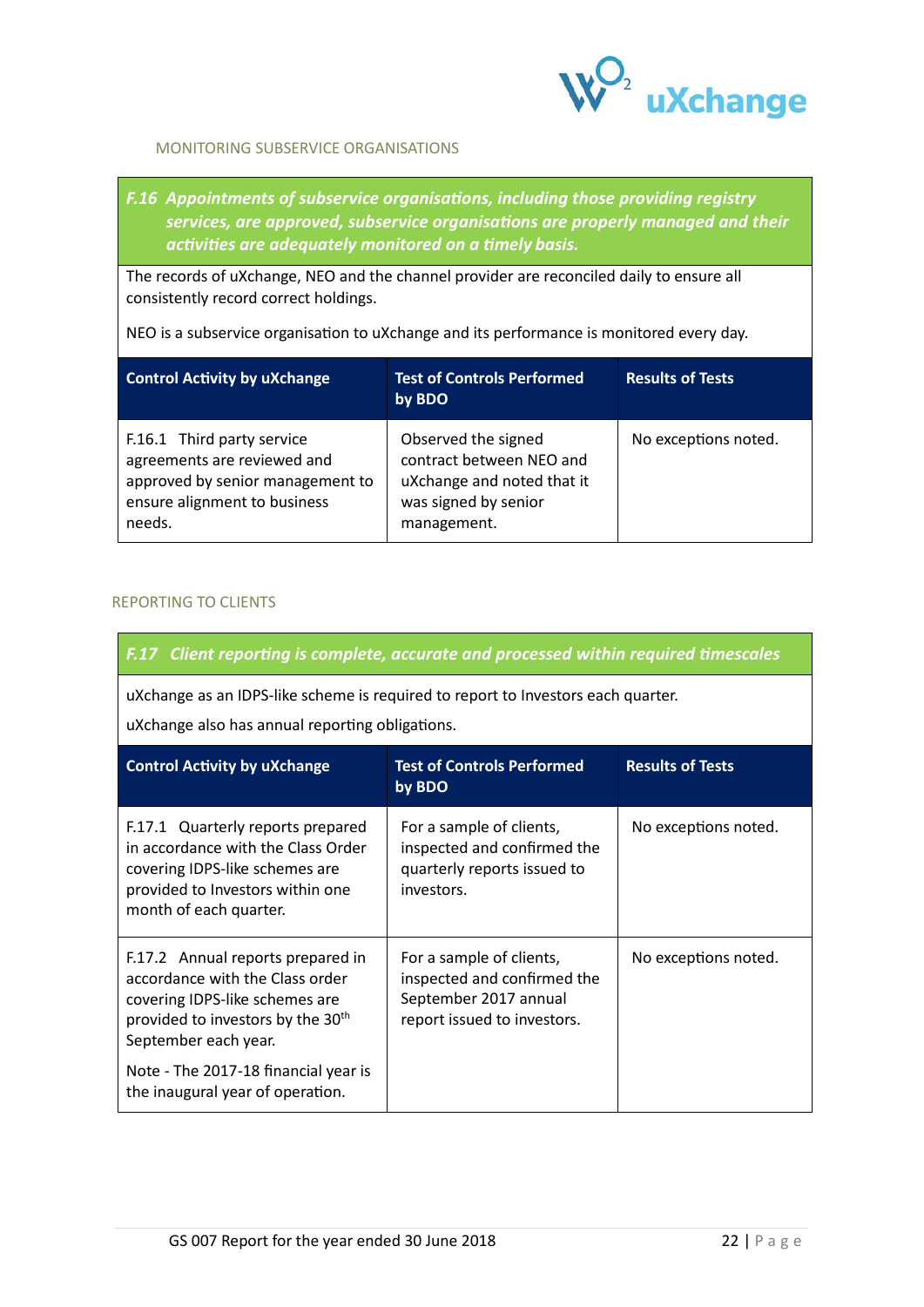### MONITORING SUBSERVICE ORGANISATIONS

***F.16 Appointments of subservice organisations, including those providing registry services, are approved, subservice organisations are properly managed and their activities are adequately monitored on a timely basis.***

The records of uXchange, NEO and the channel provider are reconciled daily to ensure all consistently record correct holdings.

NEO is a subservice organisation to uXchange and its performance is monitored every day.

| Control Activity by uXchange | Test of Controls Performed by BDO | Results of Tests |
|---|---|---|
| F.16.1 Third party service agreements are reviewed and approved by senior management to ensure alignment to business needs. | Observed the signed contract between NEO and uXchange and noted that it was signed by senior management. | No exceptions noted. |

### REPORTING TO CLIENTS

***F.17 Client reporting is complete, accurate and processed within required timescales***

uXchange as an IDPS-like scheme is required to report to Investors each quarter.

uXchange also has annual reporting obligations.

| Control Activity by uXchange | Test of Controls Performed by BDO | Results of Tests |
|---|---|---|
| F.17.1 Quarterly reports prepared in accordance with the Class Order covering IDPS-like schemes are provided to Investors within one month of each quarter. | For a sample of clients, inspected and confirmed the quarterly reports issued to investors. | No exceptions noted. |
| F.17.2 Annual reports prepared in accordance with the Class order covering IDPS-like schemes are provided to investors by the 30th September each year.<br><br>Note - The 2017-18 financial year is the inaugural year of operation. | For a sample of clients, inspected and confirmed the September 2017 annual report issued to investors. | No exceptions noted. |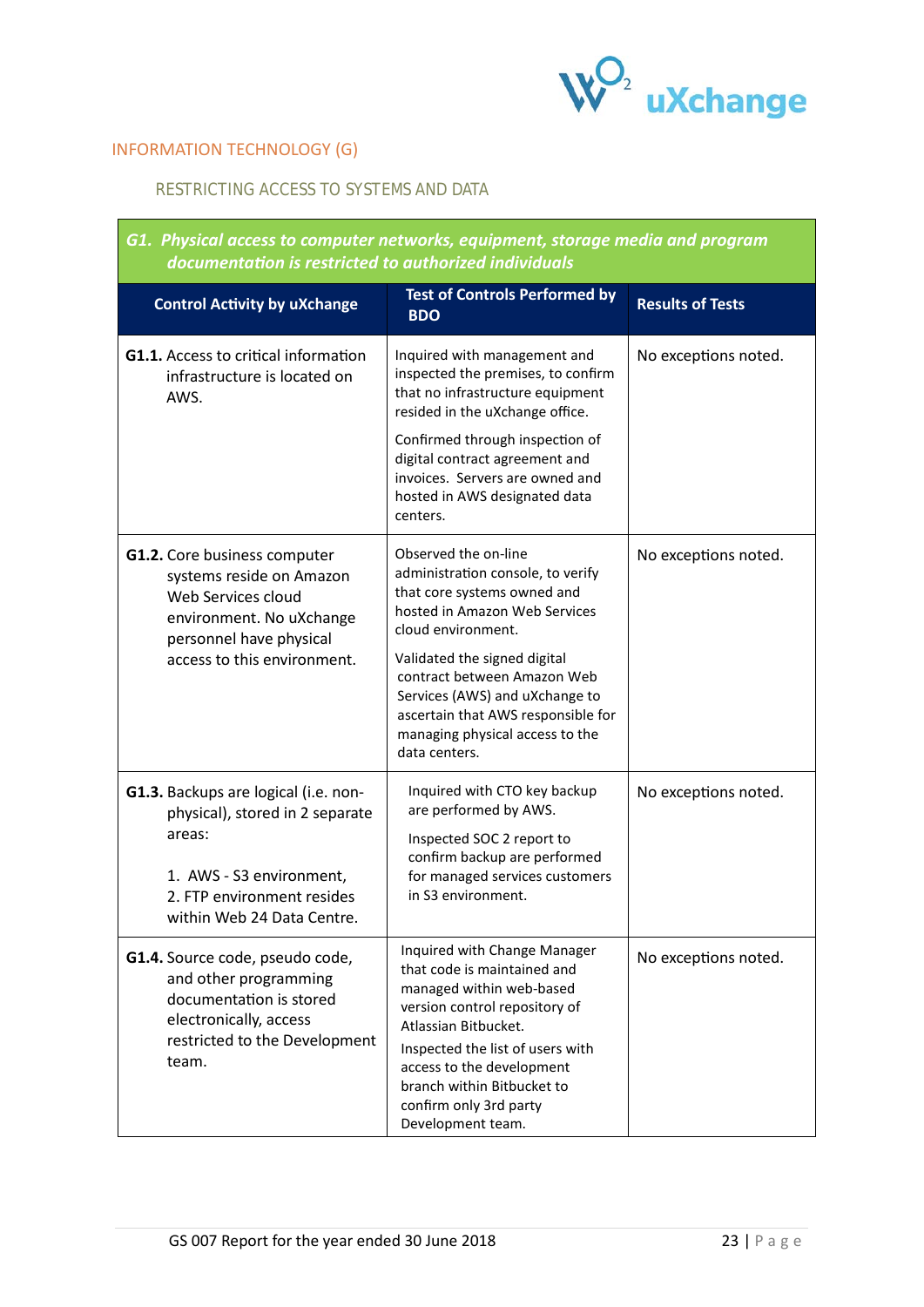## INFORMATION TECHNOLOGY (G)

### RESTRICTING ACCESS TO SYSTEMS AND DATA

| ***G1. Physical access to computer networks, equipment, storage media and program documentation is restricted to authorized individuals*** | | |
|---|---|---|
| **Control Activity by uXchange** | **Test of Controls Performed by BDO** | **Results of Tests** |
| **G1.1.** Access to critical information infrastructure is located on AWS. | Inquired with management and inspected the premises, to confirm that no infrastructure equipment resided in the uXchange office.<br><br>Confirmed through inspection of digital contract agreement and invoices. Servers are owned and hosted in AWS designated data centers. | No exceptions noted. |
| **G1.2.** Core business computer systems reside on Amazon Web Services cloud environment. No uXchange personnel have physical access to this environment. | Observed the on-line administration console, to verify that core systems owned and hosted in Amazon Web Services cloud environment.<br><br>Validated the signed digital contract between Amazon Web Services (AWS) and uXchange to ascertain that AWS responsible for managing physical access to the data centers. | No exceptions noted. |
| **G1.3.** Backups are logical (i.e. non-physical), stored in 2 separate areas:<br><br>1. AWS - S3 environment,<br>2. FTP environment resides within Web 24 Data Centre. | Inquired with CTO key backup are performed by AWS.<br><br>Inspected SOC 2 report to confirm backup are performed for managed services customers in S3 environment. | No exceptions noted. |
| **G1.4.** Source code, pseudo code, and other programming documentation is stored electronically, access restricted to the Development team. | Inquired with Change Manager that code is maintained and managed within web-based version control repository of Atlassian Bitbucket.<br><br>Inspected the list of users with access to the development branch within Bitbucket to confirm only 3rd party Development team. | No exceptions noted. |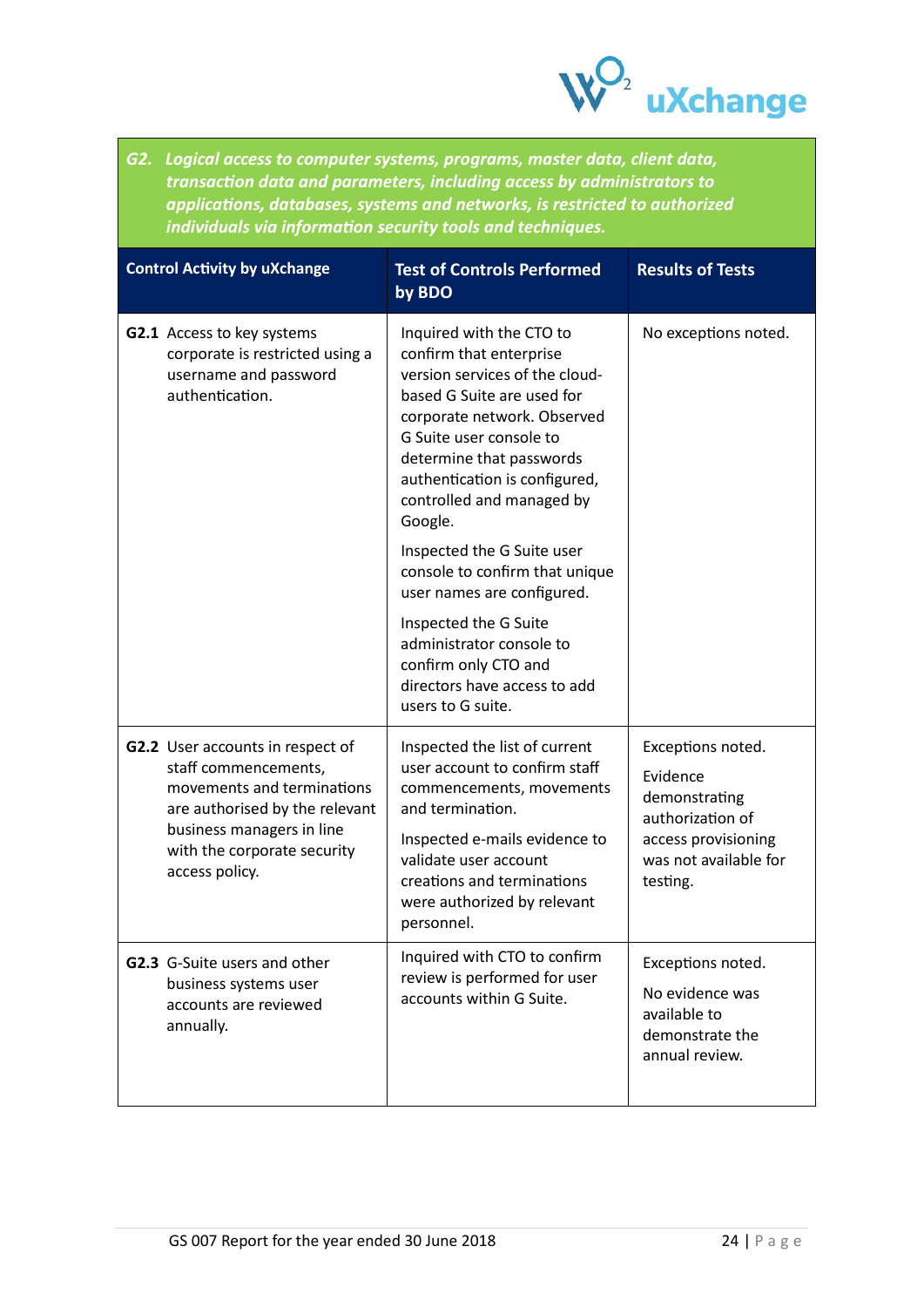***G2. Logical access to computer systems, programs, master data, client data, transaction data and parameters, including access by administrators to applications, databases, systems and networks, is restricted to authorized individuals via information security tools and techniques.***

| Control Activity by uXchange | Test of Controls Performed by BDO | Results of Tests |
|---|---|---|
| **G2.1** Access to key systems corporate is restricted using a username and password authentication. | Inquired with the CTO to confirm that enterprise version services of the cloud-based G Suite are used for corporate network. Observed G Suite user console to determine that passwords authentication is configured, controlled and managed by Google.<br><br>Inspected the G Suite user console to confirm that unique user names are configured.<br><br>Inspected the G Suite administrator console to confirm only CTO and directors have access to add users to G suite. | No exceptions noted. |
| **G2.2** User accounts in respect of staff commencements, movements and terminations are authorised by the relevant business managers in line with the corporate security access policy. | Inspected the list of current user account to confirm staff commencements, movements and termination.<br><br>Inspected e-mails evidence to validate user account creations and terminations were authorized by relevant personnel. | Exceptions noted.<br><br>Evidence demonstrating authorization of access provisioning was not available for testing. |
| **G2.3** G-Suite users and other business systems user accounts are reviewed annually. | Inquired with CTO to confirm review is performed for user accounts within G Suite. | Exceptions noted.<br><br>No evidence was available to demonstrate the annual review. |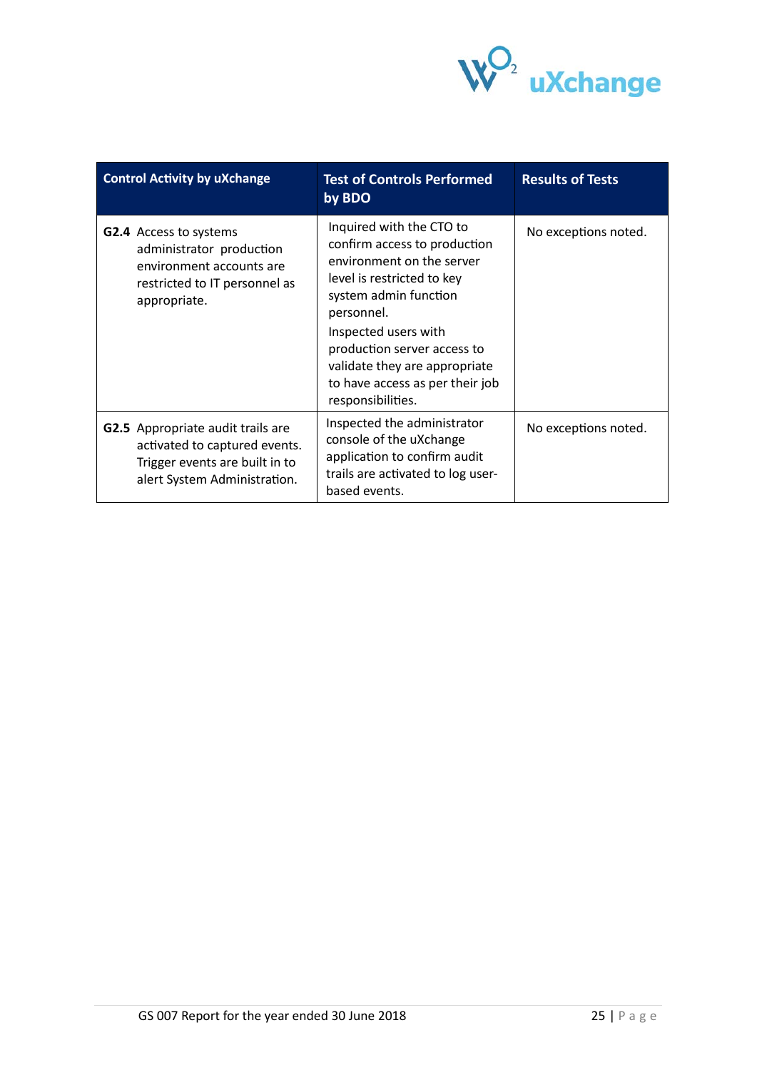| Control Activity by uXchange | Test of Controls Performed by BDO | Results of Tests |
| --- | --- | --- |
| **G2.4** Access to systems administrator production environment accounts are restricted to IT personnel as appropriate. | Inquired with the CTO to confirm access to production environment on the server level is restricted to key system admin function personnel.<br>Inspected users with production server access to validate they are appropriate to have access as per their job responsibilities. | No exceptions noted. |
| **G2.5** Appropriate audit trails are activated to captured events. Trigger events are built in to alert System Administration. | Inspected the administrator console of the uXchange application to confirm audit trails are activated to log user-based events. | No exceptions noted. |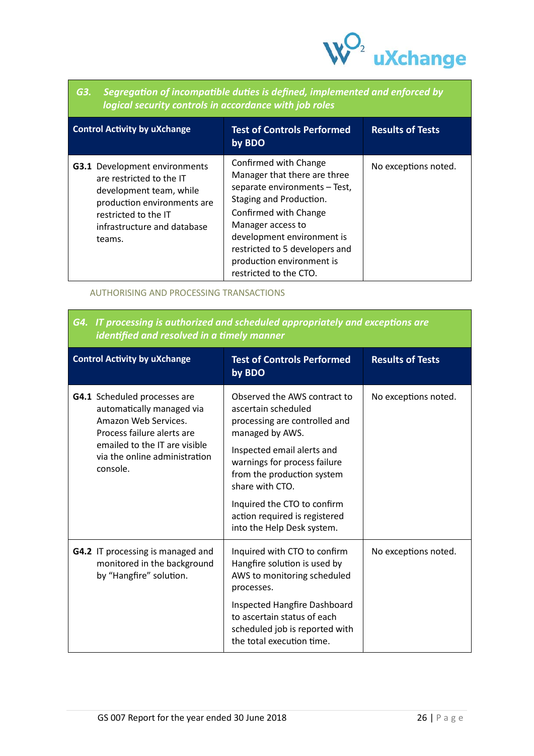| *G3. Segregation of incompatible duties is defined, implemented and enforced by logical security controls in accordance with job roles* | | |
|---|---|---|
| **Control Activity by uXchange** | **Test of Controls Performed by BDO** | **Results of Tests** |
| **G3.1** Development environments are restricted to the IT development team, while production environments are restricted to the IT infrastructure and database teams. | Confirmed with Change Manager that there are three separate environments – Test, Staging and Production.<br><br>Confirmed with Change Manager access to development environment is restricted to 5 developers and production environment is restricted to the CTO. | No exceptions noted. |

AUTHORISING AND PROCESSING TRANSACTIONS

| *G4. IT processing is authorized and scheduled appropriately and exceptions are identified and resolved in a timely manner* | | |
|---|---|---|
| **Control Activity by uXchange** | **Test of Controls Performed by BDO** | **Results of Tests** |
| **G4.1** Scheduled processes are automatically managed via Amazon Web Services. Process failure alerts are emailed to the IT are visible via the online administration console. | Observed the AWS contract to ascertain scheduled processing are controlled and managed by AWS.<br><br>Inspected email alerts and warnings for process failure from the production system share with CTO.<br><br>Inquired the CTO to confirm action required is registered into the Help Desk system. | No exceptions noted. |
| **G4.2** IT processing is managed and monitored in the background by "Hangfire" solution. | Inquired with CTO to confirm Hangfire solution is used by AWS to monitoring scheduled processes.<br><br>Inspected Hangfire Dashboard to ascertain status of each scheduled job is reported with the total execution time. | No exceptions noted. |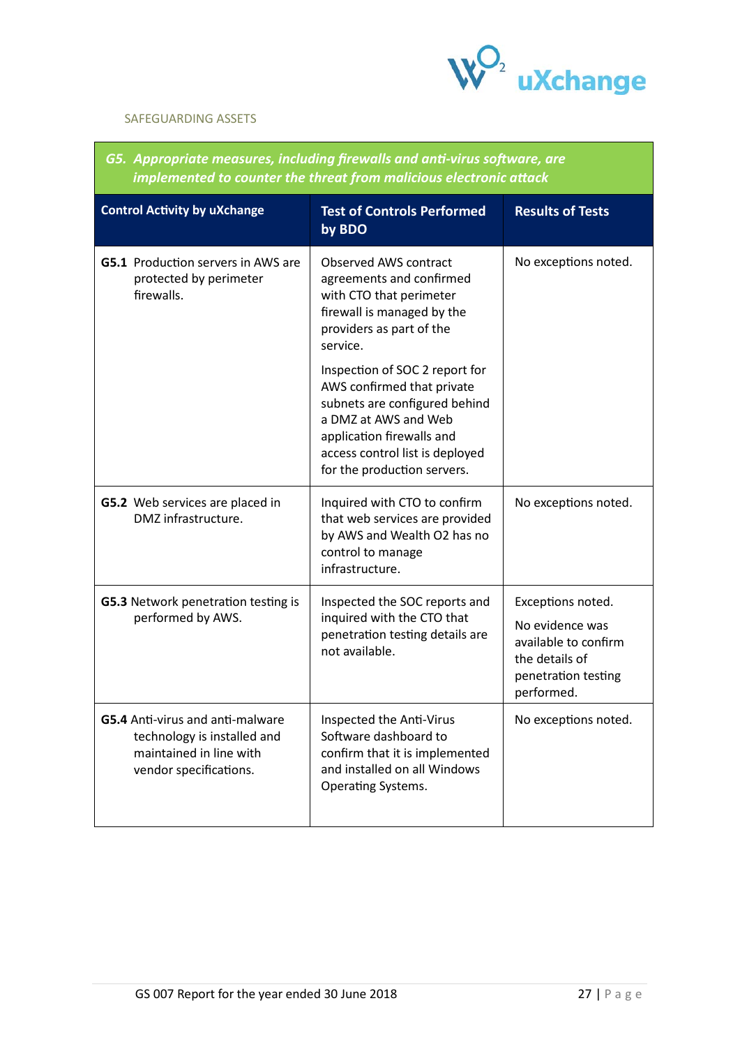SAFEGUARDING ASSETS

| *G5. Appropriate measures, including firewalls and anti-virus software, are implemented to counter the threat from malicious electronic attack* | | |
|---|---|---|
| **Control Activity by uXchange** | **Test of Controls Performed by BDO** | **Results of Tests** |
| **G5.1** Production servers in AWS are protected by perimeter firewalls. | Observed AWS contract agreements and confirmed with CTO that perimeter firewall is managed by the providers as part of the service.<br><br>Inspection of SOC 2 report for AWS confirmed that private subnets are configured behind a DMZ at AWS and Web application firewalls and access control list is deployed for the production servers. | No exceptions noted. |
| **G5.2** Web services are placed in DMZ infrastructure. | Inquired with CTO to confirm that web services are provided by AWS and Wealth O2 has no control to manage infrastructure. | No exceptions noted. |
| **G5.3** Network penetration testing is performed by AWS. | Inspected the SOC reports and inquired with the CTO that penetration testing details are not available. | Exceptions noted.<br><br>No evidence was available to confirm the details of penetration testing performed. |
| **G5.4** Anti-virus and anti-malware technology is installed and maintained in line with vendor specifications. | Inspected the Anti-Virus Software dashboard to confirm that it is implemented and installed on all Windows Operating Systems. | No exceptions noted. |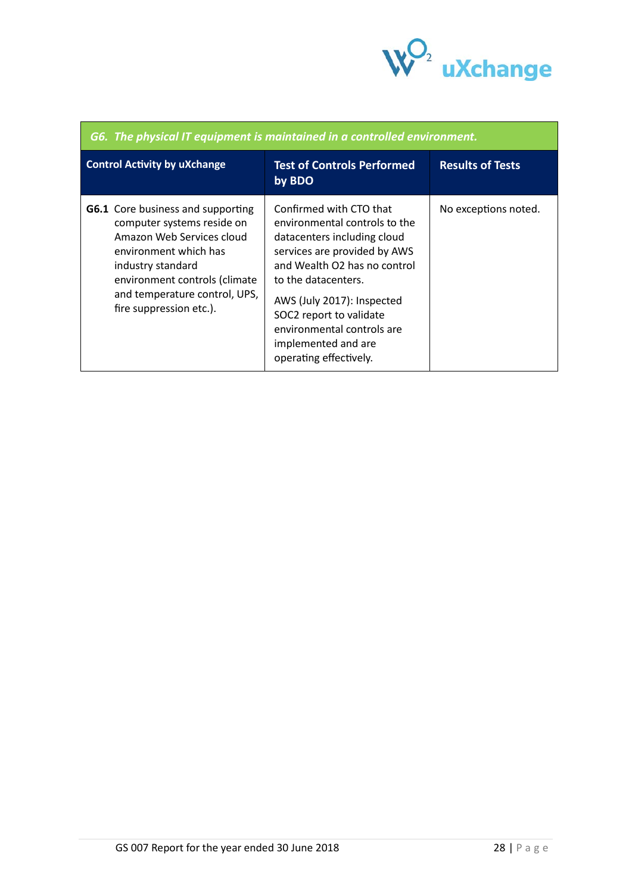| *G6. The physical IT equipment is maintained in a controlled environment.* | | |
|---|---|---|
| **Control Activity by uXchange** | **Test of Controls Performed by BDO** | **Results of Tests** |
| **G6.1** Core business and supporting computer systems reside on Amazon Web Services cloud environment which has industry standard environment controls (climate and temperature control, UPS, fire suppression etc.). | Confirmed with CTO that environmental controls to the datacenters including cloud services are provided by AWS and Wealth O2 has no control to the datacenters.<br><br>AWS (July 2017): Inspected SOC2 report to validate environmental controls are implemented and are operating effectively. | No exceptions noted. |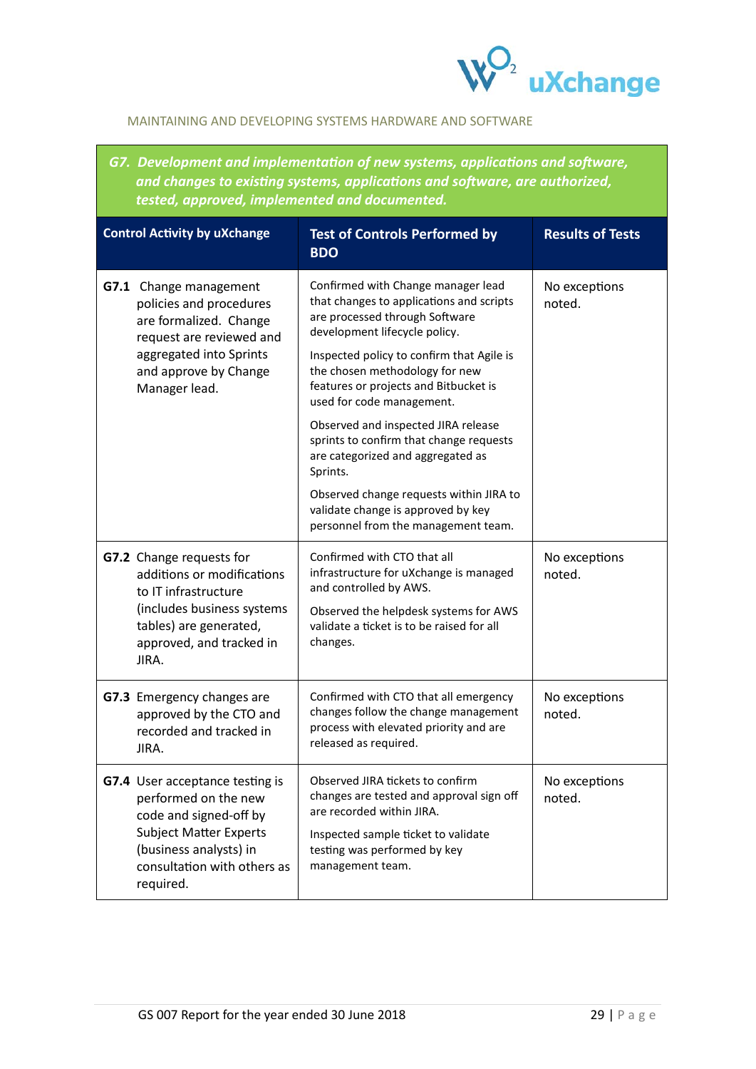MAINTAINING AND DEVELOPING SYSTEMS HARDWARE AND SOFTWARE

***G7. Development and implementation of new systems, applications and software, and changes to existing systems, applications and software, are authorized, tested, approved, implemented and documented.***

| Control Activity by uXchange | Test of Controls Performed by BDO | Results of Tests |
|---|---|---|
| **G7.1** Change management policies and procedures are formalized. Change request are reviewed and aggregated into Sprints and approve by Change Manager lead. | Confirmed with Change manager lead that changes to applications and scripts are processed through Software development lifecycle policy.<br><br>Inspected policy to confirm that Agile is the chosen methodology for new features or projects and Bitbucket is used for code management.<br><br>Observed and inspected JIRA release sprints to confirm that change requests are categorized and aggregated as Sprints.<br><br>Observed change requests within JIRA to validate change is approved by key personnel from the management team. | No exceptions noted. |
| **G7.2** Change requests for additions or modifications to IT infrastructure (includes business systems tables) are generated, approved, and tracked in JIRA. | Confirmed with CTO that all infrastructure for uXchange is managed and controlled by AWS.<br><br>Observed the helpdesk systems for AWS validate a ticket is to be raised for all changes. | No exceptions noted. |
| **G7.3** Emergency changes are approved by the CTO and recorded and tracked in JIRA. | Confirmed with CTO that all emergency changes follow the change management process with elevated priority and are released as required. | No exceptions noted. |
| **G7.4** User acceptance testing is performed on the new code and signed-off by Subject Matter Experts (business analysts) in consultation with others as required. | Observed JIRA tickets to confirm changes are tested and approval sign off are recorded within JIRA.<br><br>Inspected sample ticket to validate testing was performed by key management team. | No exceptions noted. |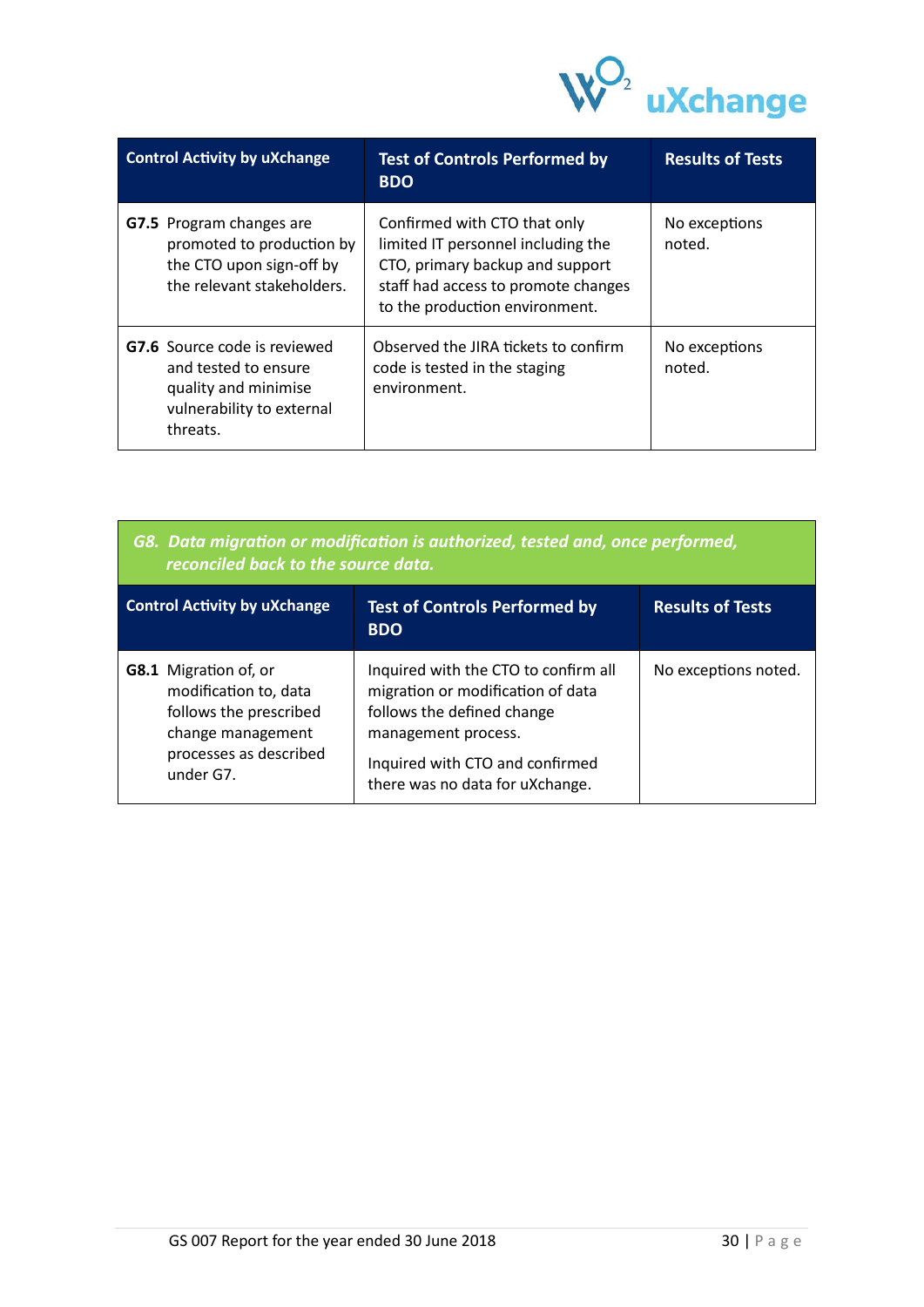| Control Activity by uXchange | Test of Controls Performed by BDO | Results of Tests |
|---|---|---|
| **G7.5** Program changes are promoted to production by the CTO upon sign-off by the relevant stakeholders. | Confirmed with CTO that only limited IT personnel including the CTO, primary backup and support staff had access to promote changes to the production environment. | No exceptions noted. |
| **G7.6** Source code is reviewed and tested to ensure quality and minimise vulnerability to external threats. | Observed the JIRA tickets to confirm code is tested in the staging environment. | No exceptions noted. |

***G8. Data migration or modification is authorized, tested and, once performed, reconciled back to the source data.***

| Control Activity by uXchange | Test of Controls Performed by BDO | Results of Tests |
|---|---|---|
| **G8.1** Migration of, or modification to, data follows the prescribed change management processes as described under G7. | Inquired with the CTO to confirm all migration or modification of data follows the defined change management process.<br><br>Inquired with CTO and confirmed there was no data for uXchange. | No exceptions noted. |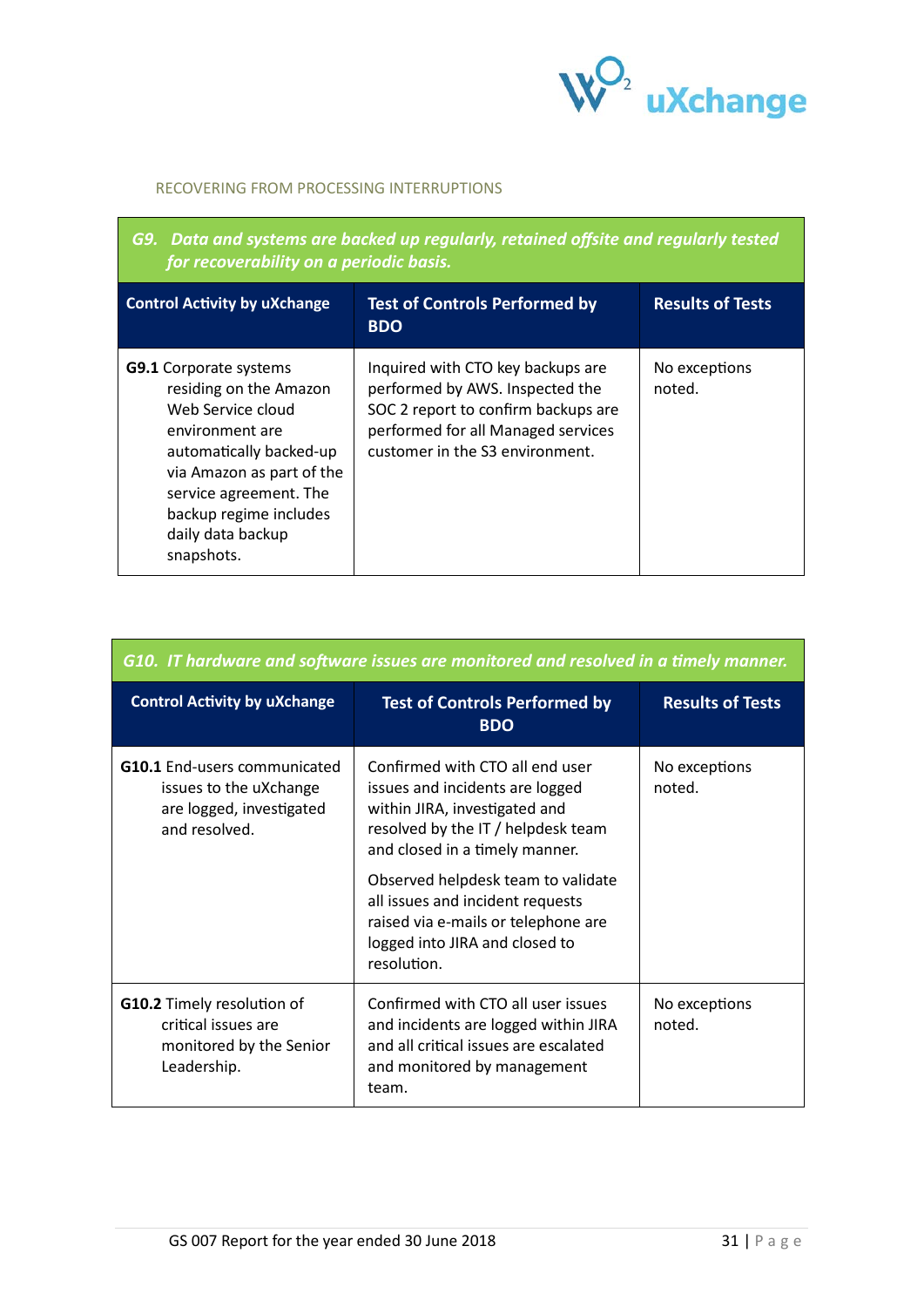RECOVERING FROM PROCESSING INTERRUPTIONS

| *G9. Data and systems are backed up regularly, retained offsite and regularly tested for recoverability on a periodic basis.* | | |
|---|---|---|
| **Control Activity by uXchange** | **Test of Controls Performed by BDO** | **Results of Tests** |
| **G9.1** Corporate systems residing on the Amazon Web Service cloud environment are automatically backed-up via Amazon as part of the service agreement. The backup regime includes daily data backup snapshots. | Inquired with CTO key backups are performed by AWS. Inspected the SOC 2 report to confirm backups are performed for all Managed services customer in the S3 environment. | No exceptions noted. |

| *G10. IT hardware and software issues are monitored and resolved in a timely manner.* | | |
|---|---|---|
| **Control Activity by uXchange** | **Test of Controls Performed by BDO** | **Results of Tests** |
| **G10.1** End-users communicated issues to the uXchange are logged, investigated and resolved. | Confirmed with CTO all end user issues and incidents are logged within JIRA, investigated and resolved by the IT / helpdesk team and closed in a timely manner.<br><br>Observed helpdesk team to validate all issues and incident requests raised via e-mails or telephone are logged into JIRA and closed to resolution. | No exceptions noted. |
| **G10.2** Timely resolution of critical issues are monitored by the Senior Leadership. | Confirmed with CTO all user issues and incidents are logged within JIRA and all critical issues are escalated and monitored by management team. | No exceptions noted. |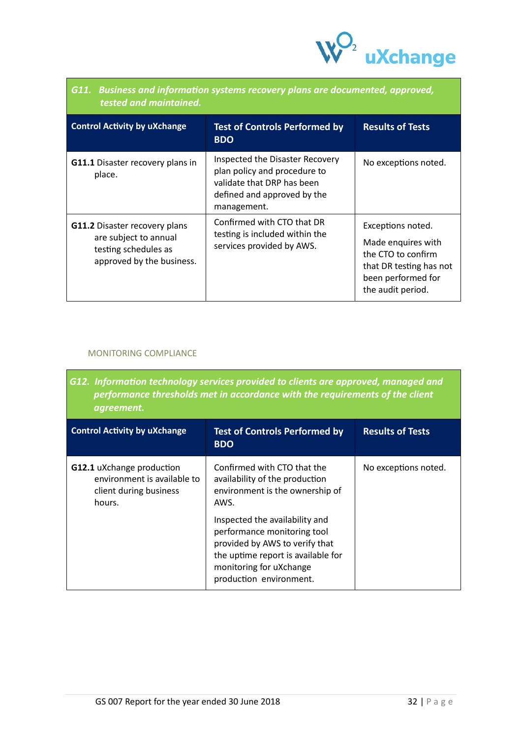| *G11. Business and information systems recovery plans are documented, approved, tested and maintained.* | | |
|---|---|---|
| **Control Activity by uXchange** | **Test of Controls Performed by BDO** | **Results of Tests** |
| **G11.1** Disaster recovery plans in place. | Inspected the Disaster Recovery plan policy and procedure to validate that DRP has been defined and approved by the management. | No exceptions noted. |
| **G11.2** Disaster recovery plans are subject to annual testing schedules as approved by the business. | Confirmed with CTO that DR testing is included within the services provided by AWS. | Exceptions noted. Made enquires with the CTO to confirm that DR testing has not been performed for the audit period. |

MONITORING COMPLIANCE

| *G12. Information technology services provided to clients are approved, managed and performance thresholds met in accordance with the requirements of the client agreement.* | | |
|---|---|---|
| **Control Activity by uXchange** | **Test of Controls Performed by BDO** | **Results of Tests** |
| **G12.1** uXchange production environment is available to client during business hours. | Confirmed with CTO that the availability of the production environment is the ownership of AWS. Inspected the availability and performance monitoring tool provided by AWS to verify that the uptime report is available for monitoring for uXchange production environment. | No exceptions noted. |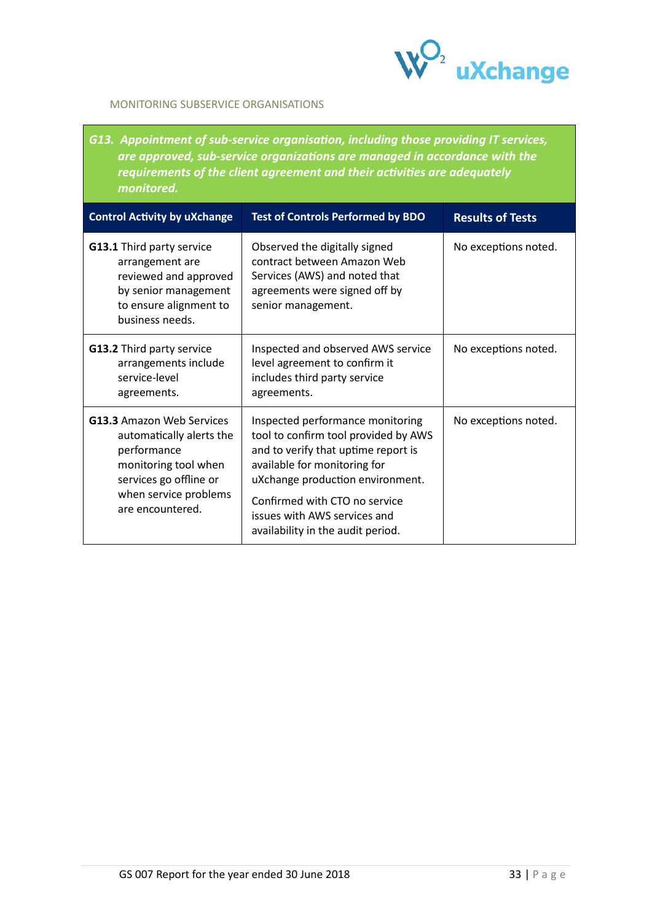MONITORING SUBSERVICE ORGANISATIONS

| *G13. Appointment of sub-service organisation, including those providing IT services, are approved, sub-service organizations are managed in accordance with the requirements of the client agreement and their activities are adequately monitored.* | | |
|---|---|---|
| **Control Activity by uXchange** | **Test of Controls Performed by BDO** | **Results of Tests** |
| **G13.1** Third party service arrangement are reviewed and approved by senior management to ensure alignment to business needs. | Observed the digitally signed contract between Amazon Web Services (AWS) and noted that agreements were signed off by senior management. | No exceptions noted. |
| **G13.2** Third party service arrangements include service-level agreements. | Inspected and observed AWS service level agreement to confirm it includes third party service agreements. | No exceptions noted. |
| **G13.3** Amazon Web Services automatically alerts the performance monitoring tool when services go offline or when service problems are encountered. | Inspected performance monitoring tool to confirm tool provided by AWS and to verify that uptime report is available for monitoring for uXchange production environment.<br><br>Confirmed with CTO no service issues with AWS services and availability in the audit period. | No exceptions noted. |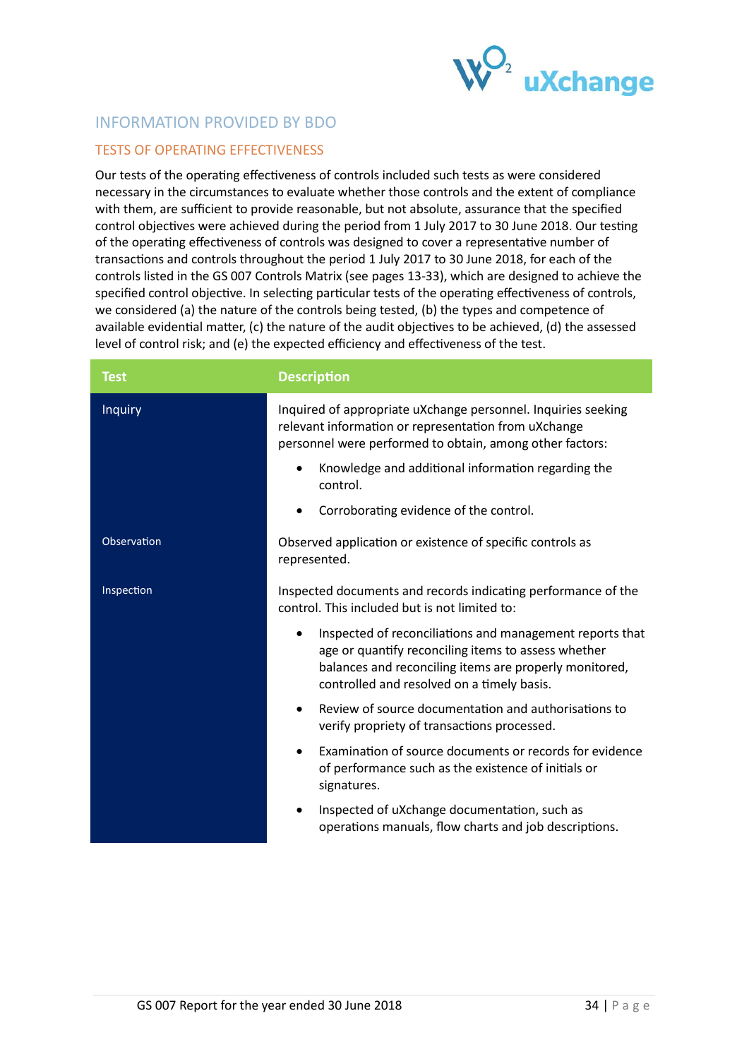## INFORMATION PROVIDED BY BDO

### TESTS OF OPERATING EFFECTIVENESS

Our tests of the operating effectiveness of controls included such tests as were considered necessary in the circumstances to evaluate whether those controls and the extent of compliance with them, are sufficient to provide reasonable, but not absolute, assurance that the specified control objectives were achieved during the period from 1 July 2017 to 30 June 2018. Our testing of the operating effectiveness of controls was designed to cover a representative number of transactions and controls throughout the period 1 July 2017 to 30 June 2018, for each of the controls listed in the GS 007 Controls Matrix (see pages 13-33), which are designed to achieve the specified control objective. In selecting particular tests of the operating effectiveness of controls, we considered (a) the nature of the controls being tested, (b) the types and competence of available evidential matter, (c) the nature of the audit objectives to be achieved, (d) the assessed level of control risk; and (e) the expected efficiency and effectiveness of the test.

| Test | Description |
|---|---|
| Inquiry | Inquired of appropriate uXchange personnel. Inquiries seeking relevant information or representation from uXchange personnel were performed to obtain, among other factors:<br>• Knowledge and additional information regarding the control.<br>• Corroborating evidence of the control. |
| Observation | Observed application or existence of specific controls as represented. |
| Inspection | Inspected documents and records indicating performance of the control. This included but is not limited to:<br>• Inspected of reconciliations and management reports that age or quantify reconciling items to assess whether balances and reconciling items are properly monitored, controlled and resolved on a timely basis.<br>• Review of source documentation and authorisations to verify propriety of transactions processed.<br>• Examination of source documents or records for evidence of performance such as the existence of initials or signatures.<br>• Inspected of uXchange documentation, such as operations manuals, flow charts and job descriptions. |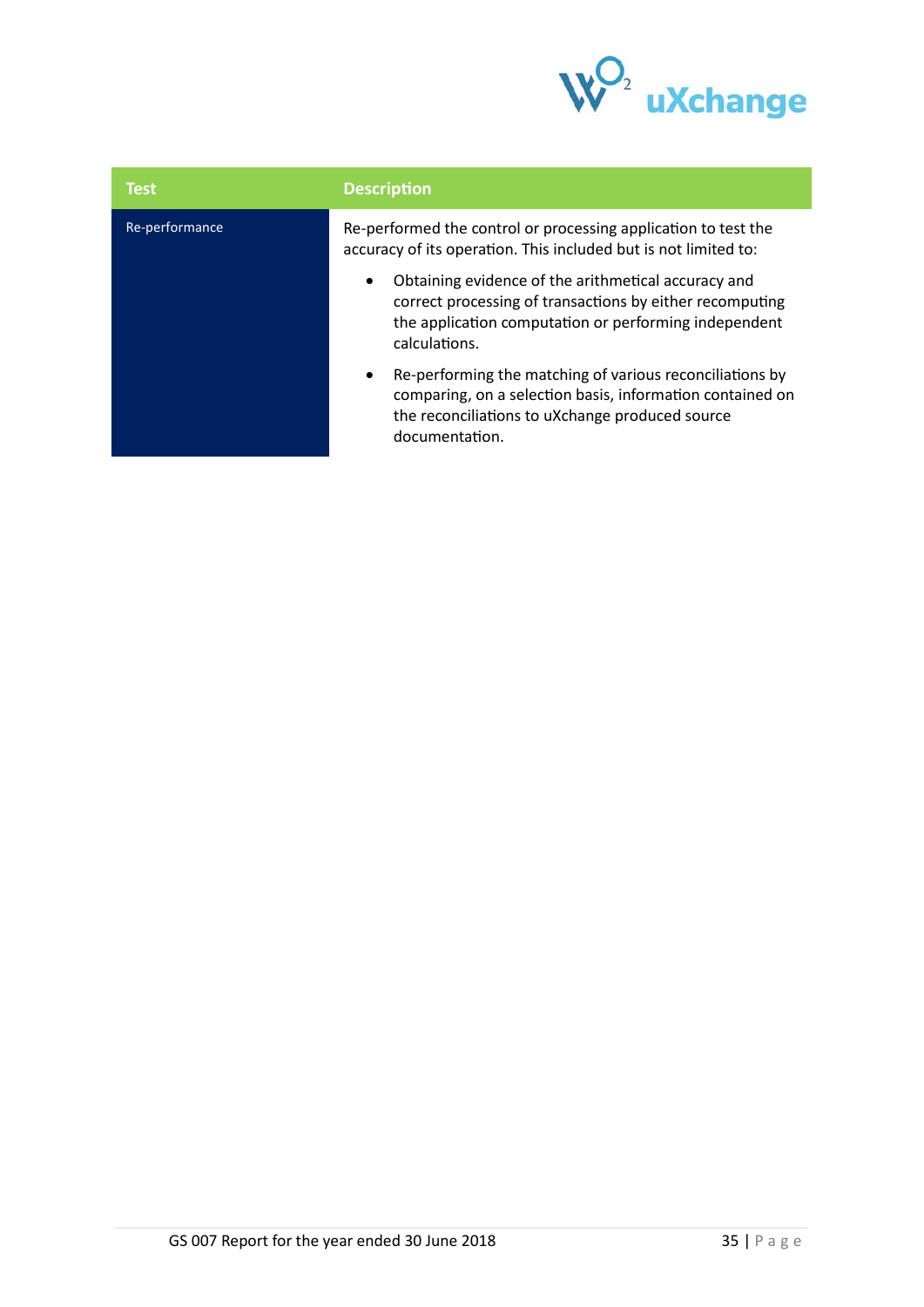| Test | Description |
|---|---|
| Re-performance | Re-performed the control or processing application to test the accuracy of its operation. This included but is not limited to:<br>• Obtaining evidence of the arithmetical accuracy and correct processing of transactions by either recomputing the application computation or performing independent calculations.<br>• Re-performing the matching of various reconciliations by comparing, on a selection basis, information contained on the reconciliations to uXchange produced source documentation. |